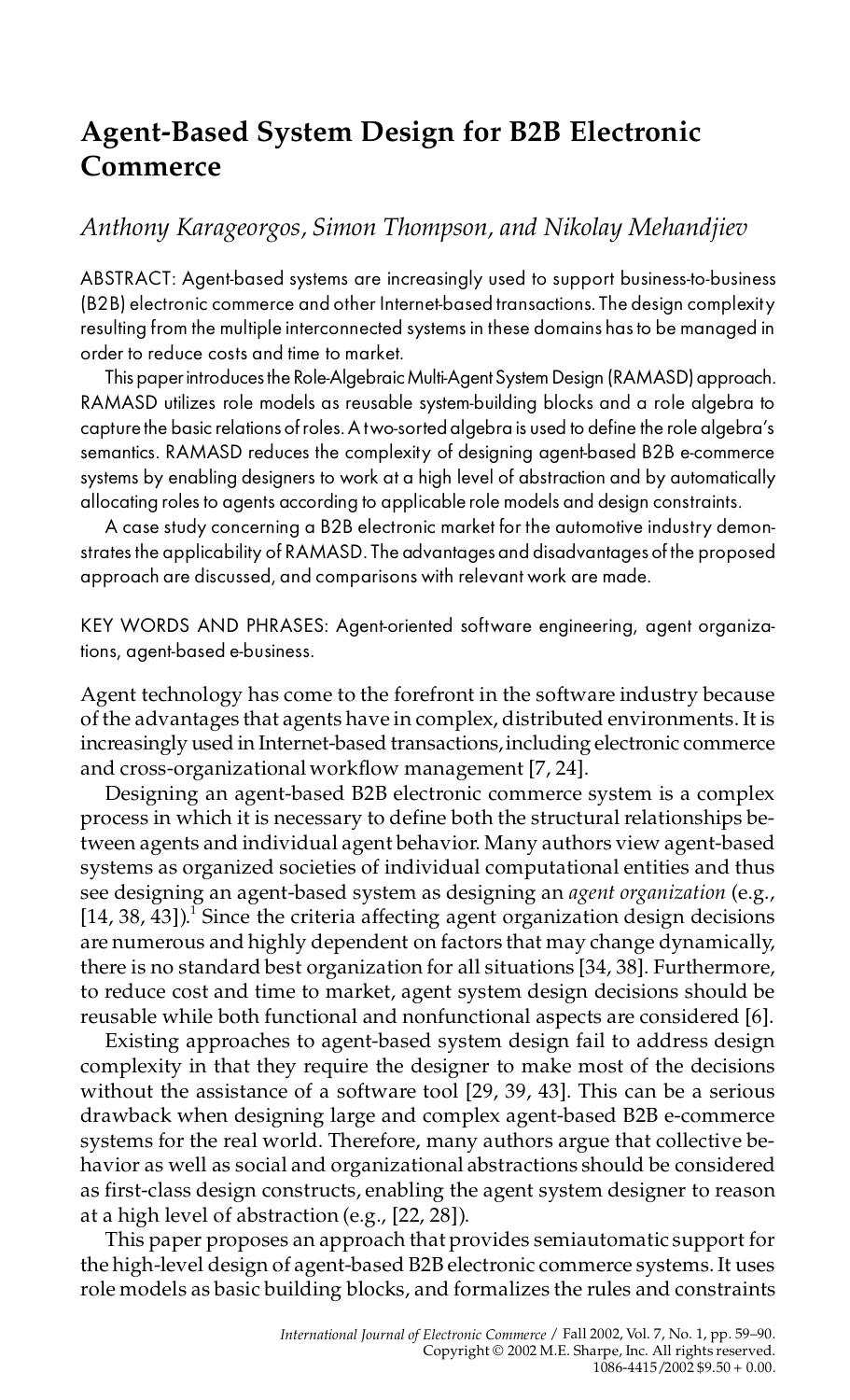# Agent-Based System Design for B2B Electronic Commerce

*Anthony Karageorgos, Simon Thompson, and Nikolay Mehandjiev*

ABSTRACT: Agent-based systems are increasingly used to support business-to-business (B2B) electronic commerce and other Internet-based transactions. The design complexity resulting from the multiple interconnected systems in these domains has to be managed in order to reduce costs and time to market.

This paper introduces the Role-Algebraic Multi-Agent System Design (RAMASD) approach. RAMASD utilizes role models as reusable system-building blocks and a role algebra to capture the basic relations of roles. A two-sorted algebra is used to define the role algebra's semantics. RAMASD reduces the complexity of designing agent-based B2B e-commerce systems by enabling designers to work at a high level of abstraction and by automatically allocating roles to agents according to applicable role models and design constraints.

A case study concerning a B2B electronic market for the automotive industry demonstrates the applicability of RAMASD. The advantages and disadvantages of the proposed approach are discussed, and comparisons with relevant work are made.

KEY WORDS AND PHRASES: Agent-oriented software engineering, agent organizations, agent-based e-business.

Agent technology has come to the forefront in the software industry because of the advantages that agents have in complex, distributed environments. It is increasingly used in Internet-based transactions, including electronic commerce and cross-organizational workflow management [7, 24].

Designing an agent-based B2B electronic commerce system is a complex process in which it is necessary to define both the structural relationships between agents and individual agent behavior. Many authors view agent-based systems as organized societies of individual computational entities and thus see designing an agent-based system as designing an *agent organization* (e.g., [14, 38, 43]).[1] Since the criteria affecting agent organization design decisions are numerous and highly dependent on factors that may change dynamically, there is no standard best organization for all situations [34, 38]. Furthermore, to reduce cost and time to market, agent system design decisions should be reusable while both functional and nonfunctional aspects are considered [6].

Existing approaches to agent-based system design fail to address design complexity in that they require the designer to make most of the decisions without the assistance of a software tool [29, 39, 43]. This can be a serious drawback when designing large and complex agent-based B2B e-commerce systems for the real world. Therefore, many authors argue that collective behavior as well as social and organizational abstractions should be considered as first-class design constructs, enabling the agent system designer to reason at a high level of abstraction (e.g., [22, 28]).

This paper proposes an approach that provides semiautomatic support for the high-level design of agent-based B2B electronic commerce systems. It uses role models as basic building blocks, and formalizes the rules and constraints

*International Journal of Electronic Commerce* / Fall 2002, Vol. 7, No. 1, pp. 59–90.
Copyright © 2002 M.E. Sharpe, Inc. All rights reserved.
1086-4415/2002 $9.50 + 0.00.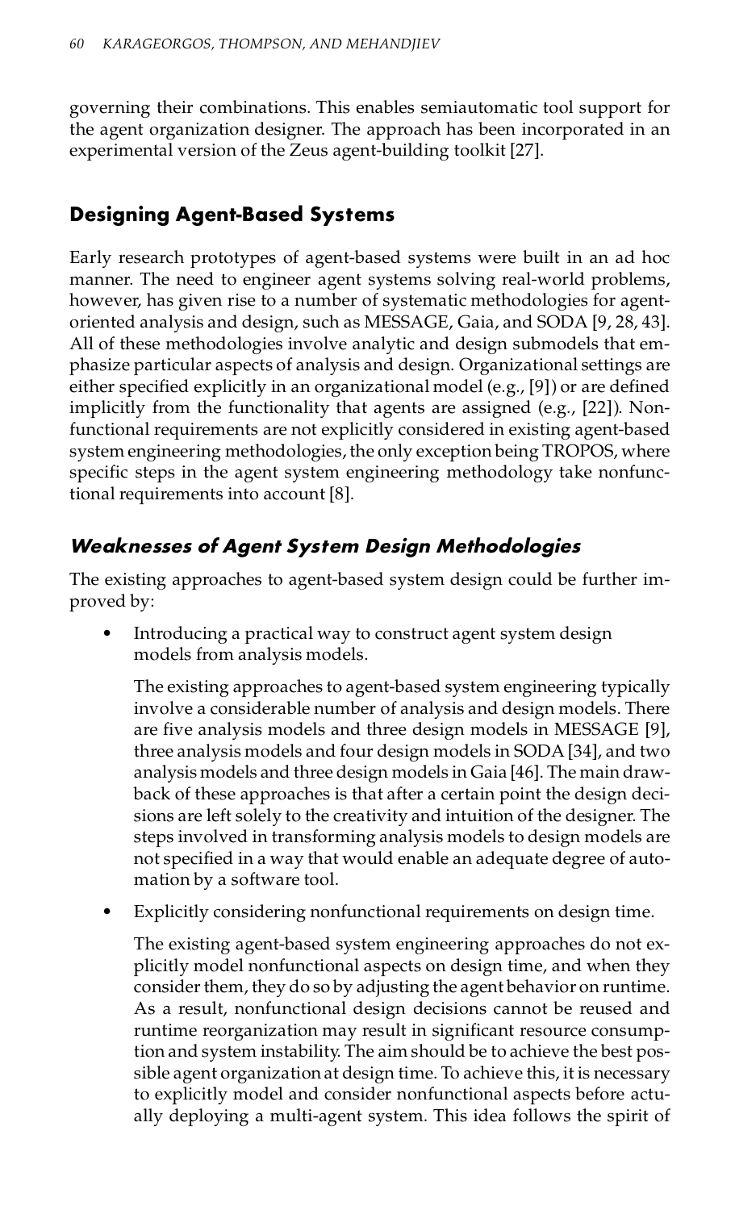governing their combinations. This enables semiautomatic tool support for the agent organization designer. The approach has been incorporated in an experimental version of the Zeus agent-building toolkit [27].

## Designing Agent-Based Systems

Early research prototypes of agent-based systems were built in an ad hoc manner. The need to engineer agent systems solving real-world problems, however, has given rise to a number of systematic methodologies for agent-oriented analysis and design, such as MESSAGE, Gaia, and SODA [9, 28, 43]. All of these methodologies involve analytic and design submodels that emphasize particular aspects of analysis and design. Organizational settings are either specified explicitly in an organizational model (e.g., [9]) or are defined implicitly from the functionality that agents are assigned (e.g., [22]). Nonfunctional requirements are not explicitly considered in existing agent-based system engineering methodologies, the only exception being TROPOS, where specific steps in the agent system engineering methodology take nonfunctional requirements into account [8].

### *Weaknesses of Agent System Design Methodologies*

The existing approaches to agent-based system design could be further improved by:

- Introducing a practical way to construct agent system design models from analysis models.

  The existing approaches to agent-based system engineering typically involve a considerable number of analysis and design models. There are five analysis models and three design models in MESSAGE [9], three analysis models and four design models in SODA [34], and two analysis models and three design models in Gaia [46]. The main drawback of these approaches is that after a certain point the design decisions are left solely to the creativity and intuition of the designer. The steps involved in transforming analysis models to design models are not specified in a way that would enable an adequate degree of automation by a software tool.

- Explicitly considering nonfunctional requirements on design time.

  The existing agent-based system engineering approaches do not explicitly model nonfunctional aspects on design time, and when they consider them, they do so by adjusting the agent behavior on runtime. As a result, nonfunctional design decisions cannot be reused and runtime reorganization may result in significant resource consumption and system instability. The aim should be to achieve the best possible agent organization at design time. To achieve this, it is necessary to explicitly model and consider nonfunctional aspects before actually deploying a multi-agent system. This idea follows the spirit of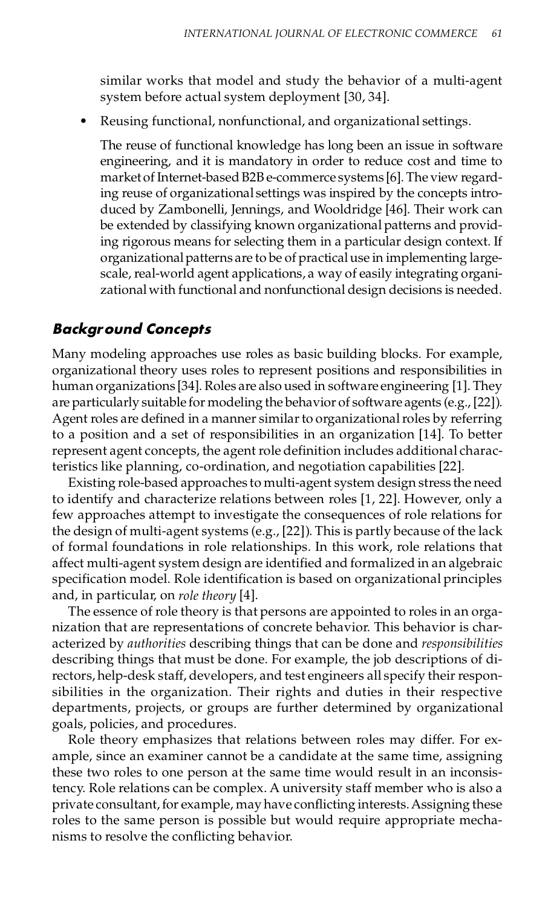similar works that model and study the behavior of a multi-agent system before actual system deployment [30, 34].

- Reusing functional, nonfunctional, and organizational settings.

  The reuse of functional knowledge has long been an issue in software engineering, and it is mandatory in order to reduce cost and time to market of Internet-based B2B e-commerce systems [6]. The view regarding reuse of organizational settings was inspired by the concepts introduced by Zambonelli, Jennings, and Wooldridge [46]. Their work can be extended by classifying known organizational patterns and providing rigorous means for selecting them in a particular design context. If organizational patterns are to be of practical use in implementing large-scale, real-world agent applications, a way of easily integrating organizational with functional and nonfunctional design decisions is needed.

## Background Concepts

Many modeling approaches use roles as basic building blocks. For example, organizational theory uses roles to represent positions and responsibilities in human organizations [34]. Roles are also used in software engineering [1]. They are particularly suitable for modeling the behavior of software agents (e.g., [22]). Agent roles are defined in a manner similar to organizational roles by referring to a position and a set of responsibilities in an organization [14]. To better represent agent concepts, the agent role definition includes additional characteristics like planning, co-ordination, and negotiation capabilities [22].

Existing role-based approaches to multi-agent system design stress the need to identify and characterize relations between roles [1, 22]. However, only a few approaches attempt to investigate the consequences of role relations for the design of multi-agent systems (e.g., [22]). This is partly because of the lack of formal foundations in role relationships. In this work, role relations that affect multi-agent system design are identified and formalized in an algebraic specification model. Role identification is based on organizational principles and, in particular, on *role theory* [4].

The essence of role theory is that persons are appointed to roles in an organization that are representations of concrete behavior. This behavior is characterized by *authorities* describing things that can be done and *responsibilities* describing things that must be done. For example, the job descriptions of directors, help-desk staff, developers, and test engineers all specify their responsibilities in the organization. Their rights and duties in their respective departments, projects, or groups are further determined by organizational goals, policies, and procedures.

Role theory emphasizes that relations between roles may differ. For example, since an examiner cannot be a candidate at the same time, assigning these two roles to one person at the same time would result in an inconsistency. Role relations can be complex. A university staff member who is also a private consultant, for example, may have conflicting interests. Assigning these roles to the same person is possible but would require appropriate mechanisms to resolve the conflicting behavior.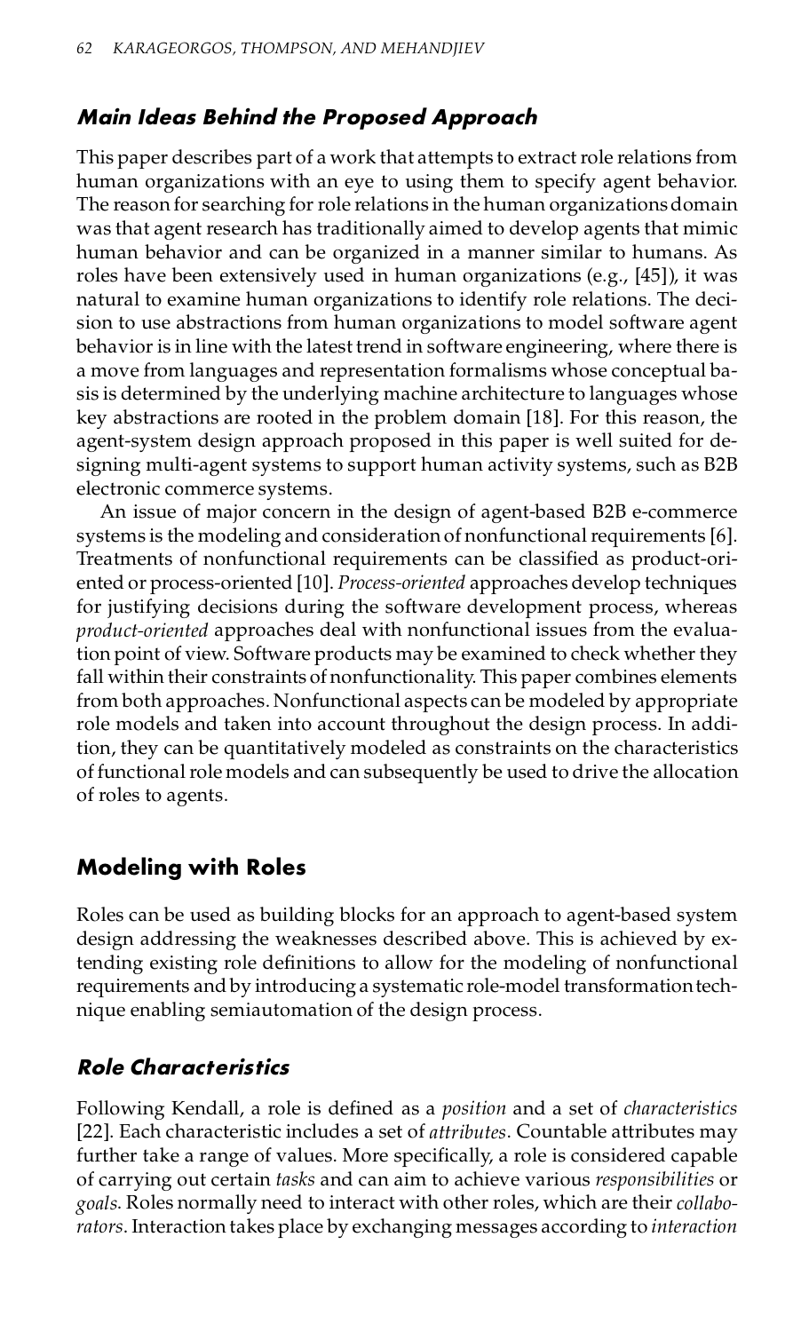### *Main Ideas Behind the Proposed Approach*

This paper describes part of a work that attempts to extract role relations from human organizations with an eye to using them to specify agent behavior. The reason for searching for role relations in the human organizations domain was that agent research has traditionally aimed to develop agents that mimic human behavior and can be organized in a manner similar to humans. As roles have been extensively used in human organizations (e.g., [45]), it was natural to examine human organizations to identify role relations. The decision to use abstractions from human organizations to model software agent behavior is in line with the latest trend in software engineering, where there is a move from languages and representation formalisms whose conceptual basis is determined by the underlying machine architecture to languages whose key abstractions are rooted in the problem domain [18]. For this reason, the agent-system design approach proposed in this paper is well suited for designing multi-agent systems to support human activity systems, such as B2B electronic commerce systems.

An issue of major concern in the design of agent-based B2B e-commerce systems is the modeling and consideration of nonfunctional requirements [6]. Treatments of nonfunctional requirements can be classified as product-oriented or process-oriented [10]. *Process-oriented* approaches develop techniques for justifying decisions during the software development process, whereas *product-oriented* approaches deal with nonfunctional issues from the evaluation point of view. Software products may be examined to check whether they fall within their constraints of nonfunctionality. This paper combines elements from both approaches. Nonfunctional aspects can be modeled by appropriate role models and taken into account throughout the design process. In addition, they can be quantitatively modeled as constraints on the characteristics of functional role models and can subsequently be used to drive the allocation of roles to agents.

## Modeling with Roles

Roles can be used as building blocks for an approach to agent-based system design addressing the weaknesses described above. This is achieved by extending existing role definitions to allow for the modeling of nonfunctional requirements and by introducing a systematic role-model transformation technique enabling semiautomation of the design process.

### *Role Characteristics*

Following Kendall, a role is defined as a *position* and a set of *characteristics* [22]. Each characteristic includes a set of *attributes*. Countable attributes may further take a range of values. More specifically, a role is considered capable of carrying out certain *tasks* and can aim to achieve various *responsibilities* or *goals*. Roles normally need to interact with other roles, which are their *collaborators*. Interaction takes place by exchanging messages according to *interaction*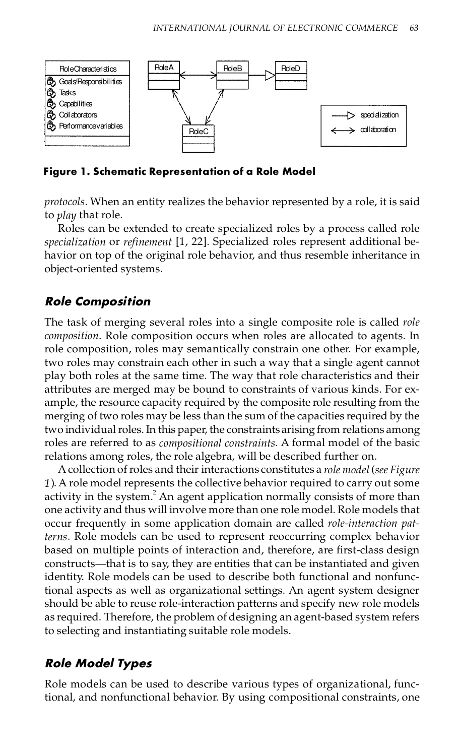RoleCharacteristics
Goals/Responsibilities
Tasks
Capabilities
Collaborators
Performance variables

RoleA
RoleB
RoleD
RoleC

specialization
collaboration

**Figure 1. Schematic Representation of a Role Model**

*protocols*. When an entity realizes the behavior represented by a role, it is said to *play* that role.

Roles can be extended to create specialized roles by a process called role *specialization* or *refinement* [1, 22]. Specialized roles represent additional behavior on top of the original role behavior, and thus resemble inheritance in object-oriented systems.

## Role Composition

The task of merging several roles into a single composite role is called *role composition*. Role composition occurs when roles are allocated to agents. In role composition, roles may semantically constrain one other. For example, two roles may constrain each other in such a way that a single agent cannot play both roles at the same time. The way that role characteristics and their attributes are merged may be bound to constraints of various kinds. For example, the resource capacity required by the composite role resulting from the merging of two roles may be less than the sum of the capacities required by the two individual roles. In this paper, the constraints arising from relations among roles are referred to as *compositional constraints*. A formal model of the basic relations among roles, the role algebra, will be described further on.

A collection of roles and their interactions constitutes a *role model* (*see Figure 1*). A role model represents the collective behavior required to carry out some activity in the system.[2] An agent application normally consists of more than one activity and thus will involve more than one role model. Role models that occur frequently in some application domain are called *role-interaction patterns*. Role models can be used to represent reoccurring complex behavior based on multiple points of interaction and, therefore, are first-class design constructs—that is to say, they are entities that can be instantiated and given identity. Role models can be used to describe both functional and nonfunctional aspects as well as organizational settings. An agent system designer should be able to reuse role-interaction patterns and specify new role models as required. Therefore, the problem of designing an agent-based system refers to selecting and instantiating suitable role models.

## Role Model Types

Role models can be used to describe various types of organizational, functional, and nonfunctional behavior. By using compositional constraints, one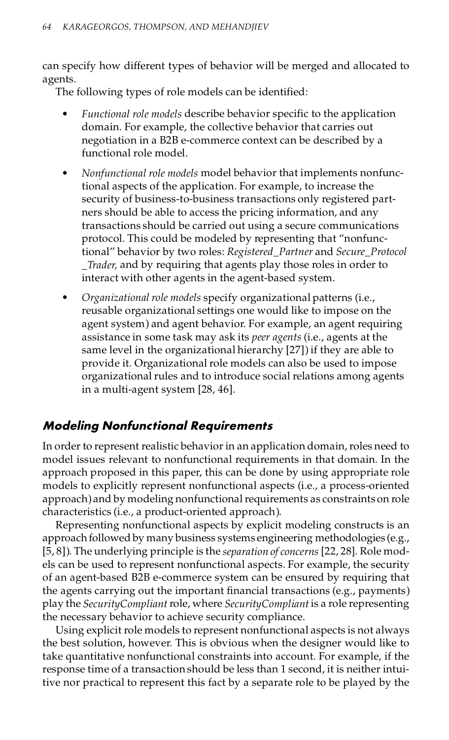can specify how different types of behavior will be merged and allocated to agents.

The following types of role models can be identified:

- *Functional role models* describe behavior specific to the application domain. For example, the collective behavior that carries out negotiation in a B2B e-commerce context can be described by a functional role model.
- *Nonfunctional role models* model behavior that implements nonfunctional aspects of the application. For example, to increase the security of business-to-business transactions only registered partners should be able to access the pricing information, and any transactions should be carried out using a secure communications protocol. This could be modeled by representing that "nonfunctional" behavior by two roles: *Registered_Partner* and *Secure_Protocol_Trader,* and by requiring that agents play those roles in order to interact with other agents in the agent-based system.
- *Organizational role models* specify organizational patterns (i.e., reusable organizational settings one would like to impose on the agent system) and agent behavior. For example, an agent requiring assistance in some task may ask its *peer agents* (i.e., agents at the same level in the organizational hierarchy [27]) if they are able to provide it. Organizational role models can also be used to impose organizational rules and to introduce social relations among agents in a multi-agent system [28, 46].

## Modeling Nonfunctional Requirements

In order to represent realistic behavior in an application domain, roles need to model issues relevant to nonfunctional requirements in that domain. In the approach proposed in this paper, this can be done by using appropriate role models to explicitly represent nonfunctional aspects (i.e., a process-oriented approach) and by modeling nonfunctional requirements as constraints on role characteristics (i.e., a product-oriented approach).

Representing nonfunctional aspects by explicit modeling constructs is an approach followed by many business systems engineering methodologies (e.g., [5, 8]). The underlying principle is the *separation of concerns* [22, 28]. Role models can be used to represent nonfunctional aspects. For example, the security of an agent-based B2B e-commerce system can be ensured by requiring that the agents carrying out the important financial transactions (e.g., payments) play the *SecurityCompliant* role, where *SecurityCompliant* is a role representing the necessary behavior to achieve security compliance.

Using explicit role models to represent nonfunctional aspects is not always the best solution, however. This is obvious when the designer would like to take quantitative nonfunctional constraints into account. For example, if the response time of a transaction should be less than 1 second, it is neither intuitive nor practical to represent this fact by a separate role to be played by the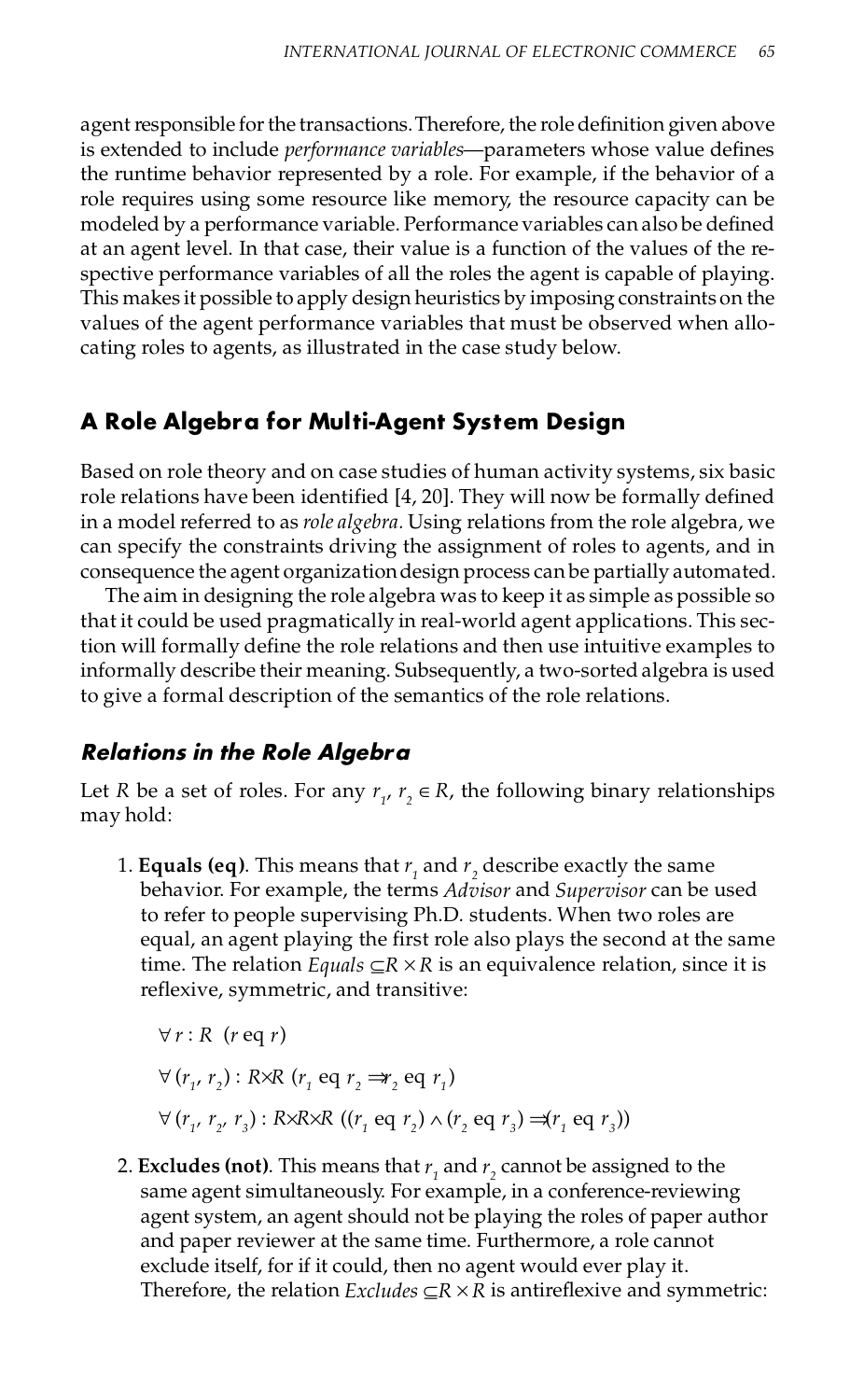agent responsible for the transactions. Therefore, the role definition given above is extended to include *performance variables*—parameters whose value defines the runtime behavior represented by a role. For example, if the behavior of a role requires using some resource like memory, the resource capacity can be modeled by a performance variable. Performance variables can also be defined at an agent level. In that case, their value is a function of the values of the respective performance variables of all the roles the agent is capable of playing. This makes it possible to apply design heuristics by imposing constraints on the values of the agent performance variables that must be observed when allocating roles to agents, as illustrated in the case study below.

## A Role Algebra for Multi-Agent System Design

Based on role theory and on case studies of human activity systems, six basic role relations have been identified [4, 20]. They will now be formally defined in a model referred to as *role algebra*. Using relations from the role algebra, we can specify the constraints driving the assignment of roles to agents, and in consequence the agent organization design process can be partially automated.

The aim in designing the role algebra was to keep it as simple as possible so that it could be used pragmatically in real-world agent applications. This section will formally define the role relations and then use intuitive examples to informally describe their meaning. Subsequently, a two-sorted algebra is used to give a formal description of the semantics of the role relations.

### *Relations in the Role Algebra*

Let $R$ be a set of roles. For any $r_1, r_2 \in R$, the following binary relationships may hold:

1. **Equals (eq)**. This means that $r_1$ and $r_2$ describe exactly the same behavior. For example, the terms *Advisor* and *Supervisor* can be used to refer to people supervising Ph.D. students. When two roles are equal, an agent playing the first role also plays the second at the same time. The relation $Equals \subseteq R \times R$ is an equivalence relation, since it is reflexive, symmetric, and transitive:

   $\forall\, r : R \;\; (r \text{ eq } r)$

   $\forall\, (r_1, r_2) : R{\times}R \;\; (r_1 \text{ eq } r_2 \Rightarrow r_2 \text{ eq } r_1)$

   $\forall\, (r_1, r_2, r_3) : R{\times}R{\times}R \;\; ((r_1 \text{ eq } r_2) \wedge (r_2 \text{ eq } r_3) \Rightarrow (r_1 \text{ eq } r_3))$

2. **Excludes (not)**. This means that $r_1$ and $r_2$ cannot be assigned to the same agent simultaneously. For example, in a conference-reviewing agent system, an agent should not be playing the roles of paper author and paper reviewer at the same time. Furthermore, a role cannot exclude itself, for if it could, then no agent would ever play it. Therefore, the relation $Excludes \subseteq R \times R$ is antireflexive and symmetric: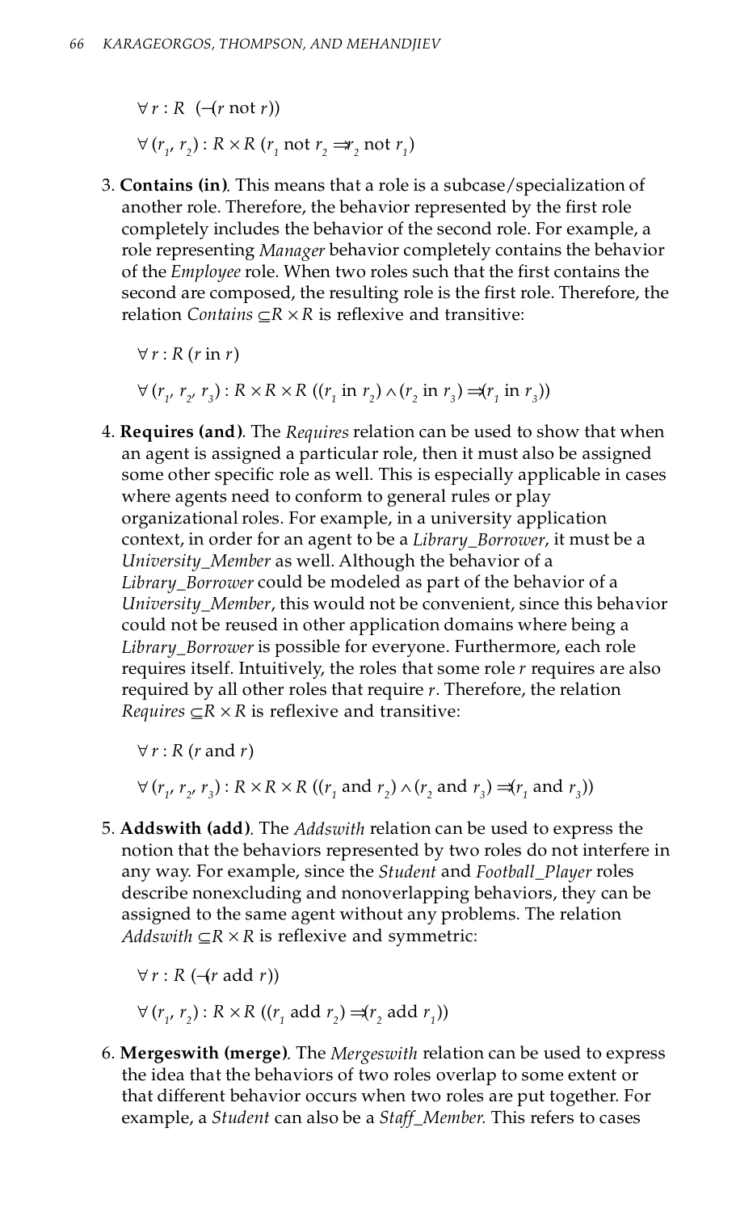$\forall r : R \ (\neg(r \text{ not } r))$

$\forall (r_1, r_2) : R \times R \ (r_1 \text{ not } r_2 \Rightarrow r_2 \text{ not } r_1)$

3. **Contains (in)**. This means that a role is a subcase/specialization of another role. Therefore, the behavior represented by the first role completely includes the behavior of the second role. For example, a role representing *Manager* behavior completely contains the behavior of the *Employee* role. When two roles such that the first contains the second are composed, the resulting role is the first role. Therefore, the relation *Contains* $\subseteq R \times R$ is reflexive and transitive:

   $\forall r : R \ (r \text{ in } r)$

   $\forall (r_1, r_2, r_3) : R \times R \times R \ ((r_1 \text{ in } r_2) \wedge (r_2 \text{ in } r_3) \Rightarrow (r_1 \text{ in } r_3))$

4. **Requires (and)**. The *Requires* relation can be used to show that when an agent is assigned a particular role, then it must also be assigned some other specific role as well. This is especially applicable in cases where agents need to conform to general rules or play organizational roles. For example, in a university application context, in order for an agent to be a *Library_Borrower*, it must be a *University_Member* as well. Although the behavior of a *Library_Borrower* could be modeled as part of the behavior of a *University_Member*, this would not be convenient, since this behavior could not be reused in other application domains where being a *Library_Borrower* is possible for everyone. Furthermore, each role requires itself. Intuitively, the roles that some role *r* requires are also required by all other roles that require *r*. Therefore, the relation *Requires* $\subseteq R \times R$ is reflexive and transitive:

   $\forall r : R \ (r \text{ and } r)$

   $\forall (r_1, r_2, r_3) : R \times R \times R \ ((r_1 \text{ and } r_2) \wedge (r_2 \text{ and } r_3) \Rightarrow (r_1 \text{ and } r_3))$

5. **Addswith (add)**. The *Addswith* relation can be used to express the notion that the behaviors represented by two roles do not interfere in any way. For example, since the *Student* and *Football_Player* roles describe nonexcluding and nonoverlapping behaviors, they can be assigned to the same agent without any problems. The relation *Addswith* $\subseteq R \times R$ is reflexive and symmetric:

   $\forall r : R \ (\neg(r \text{ add } r))$

   $\forall (r_1, r_2) : R \times R \ ((r_1 \text{ add } r_2) \Rightarrow (r_2 \text{ add } r_1))$

6. **Mergeswith (merge)**. The *Mergeswith* relation can be used to express the idea that the behaviors of two roles overlap to some extent or that different behavior occurs when two roles are put together. For example, a *Student* can also be a *Staff_Member.* This refers to cases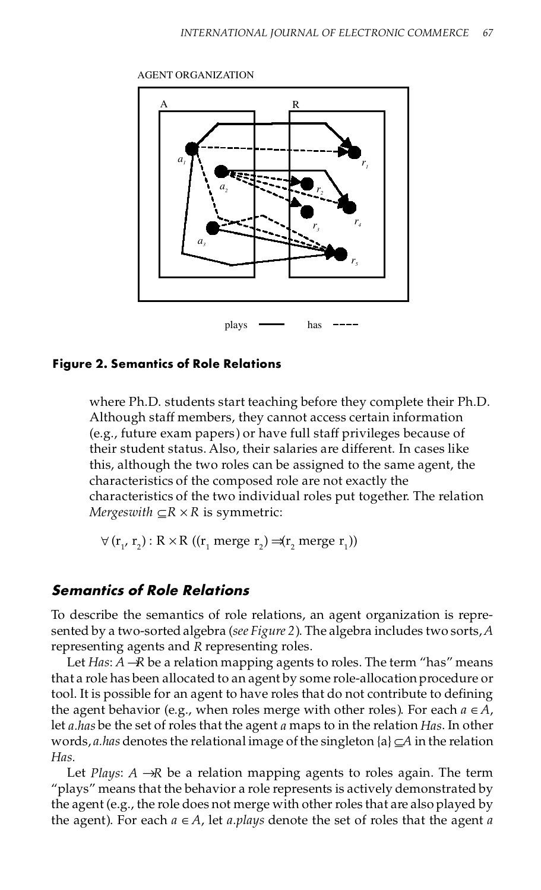AGENT ORGANIZATION

A R

$a_1$ $a_2$ $a_3$ $r_1$ $r_2$ $r_3$ $r_4$ $r_5$

plays ——— has - - - -

**Figure 2. Semantics of Role Relations**

where Ph.D. students start teaching before they complete their Ph.D. Although staff members, they cannot access certain information (e.g., future exam papers) or have full staff privileges because of their student status. Also, their salaries are different. In cases like this, although the two roles can be assigned to the same agent, the characteristics of the composed role are not exactly the characteristics of the two individual roles put together. The relation *Mergeswith* $\subseteq R \times R$ is symmetric:

$$\forall (r_1, r_2) : R \times R \; ((r_1 \text{ merge } r_2) \Rightarrow (r_2 \text{ merge } r_1))$$

## Semantics of Role Relations

To describe the semantics of role relations, an agent organization is represented by a two-sorted algebra (*see Figure 2*). The algebra includes two sorts, *A* representing agents and *R* representing roles.

Let *Has*: $A \rightarrow R$ be a relation mapping agents to roles. The term "has" means that a role has been allocated to an agent by some role-allocation procedure or tool. It is possible for an agent to have roles that do not contribute to defining the agent behavior (e.g., when roles merge with other roles). For each $a \in A$, let *a.has* be the set of roles that the agent *a* maps to in the relation *Has*. In other words, *a.has* denotes the relational image of the singleton $\{a\} \subseteq A$ in the relation *Has.*

Let *Plays*: $A \rightarrow R$ be a relation mapping agents to roles again. The term "plays" means that the behavior a role represents is actively demonstrated by the agent (e.g., the role does not merge with other roles that are also played by the agent). For each $a \in A$, let *a.plays* denote the set of roles that the agent *a*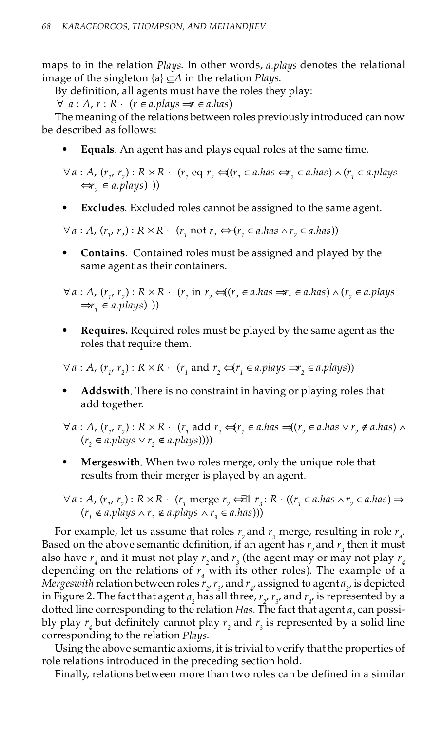maps to in the relation *Plays*. In other words, *a.plays* denotes the relational image of the singleton $\{a\} \subseteq A$ in the relation *Plays*.

By definition, all agents must have the roles they play:

$\forall\ a : A,\ r : R \cdot\ (r \in a.plays \Rightarrow r \in a.has)$

The meaning of the relations between roles previously introduced can now be described as follows:

- **Equals**. An agent has and plays equal roles at the same time.

$\forall\, a : A,\ (r_1, r_2) : R \times R \cdot\ (r_1 \text{ eq } r_2 \Leftrightarrow ((r_1 \in a.has \Leftrightarrow r_2 \in a.has) \wedge (r_1 \in a.plays \Leftrightarrow r_2 \in a.plays)\ ))$

- **Excludes**. Excluded roles cannot be assigned to the same agent.

$\forall\, a : A,\ (r_1, r_2) : R \times R \cdot\ (r_1 \text{ not } r_2 \Leftrightarrow \neg(r_1 \in a.has \wedge r_2 \in a.has))$

- **Contains**. Contained roles must be assigned and played by the same agent as their containers.

$\forall\, a : A,\ (r_1, r_2) : R \times R \cdot\ (r_1 \text{ in } r_2 \Leftrightarrow ((r_2 \in a.has \Rightarrow r_1 \in a.has) \wedge (r_2 \in a.plays \Rightarrow r_1 \in a.plays)\ ))$

- **Requires.** Required roles must be played by the same agent as the roles that require them.

$\forall\, a : A,\ (r_1, r_2) : R \times R \cdot\ (r_1 \text{ and } r_2 \Leftrightarrow (r_1 \in a.plays \Rightarrow r_2 \in a.plays))$

- **Addswith**. There is no constraint in having or playing roles that add together.

$\forall\, a : A,\ (r_1, r_2) : R \times R \cdot\ (r_1 \text{ add } r_2 \Leftrightarrow (r_1 \in a.has \Rightarrow ((r_2 \in a.has \vee r_2 \notin a.has) \wedge (r_2 \in a.plays \vee r_2 \notin a.plays))))$

- **Mergeswith**. When two roles merge, only the unique role that results from their merger is played by an agent.

$\forall\, a : A,\ (r_1, r_2) : R \times R \cdot\ (r_1 \text{ merge } r_2 \Leftrightarrow \exists 1\ r_3 : R \cdot ((r_1 \in a.has \wedge r_2 \in a.has) \Rightarrow (r_1 \notin a.plays \wedge r_2 \notin a.plays \wedge r_3 \in a.has)))$

For example, let us assume that roles $r_2$ and $r_3$ merge, resulting in role $r_4$. Based on the above semantic definition, if an agent has $r_2$ and $r_3$ then it must also have $r_4$ and it must not play $r_2$ and $r_3$ (the agent may or may not play $r_4$ depending on the relations of $r_4$ with its other roles). The example of a *Mergeswith* relation between roles $r_2$, $r_3$, and $r_4$, assigned to agent $a_2$, is depicted in Figure 2. The fact that agent $a_2$ has all three, $r_2$, $r_3$, and $r_4$, is represented by a dotted line corresponding to the relation *Has*. The fact that agent $a_2$ can possibly play $r_4$ but definitely cannot play $r_2$ and $r_3$ is represented by a solid line corresponding to the relation *Plays*.

Using the above semantic axioms, it is trivial to verify that the properties of role relations introduced in the preceding section hold.

Finally, relations between more than two roles can be defined in a similar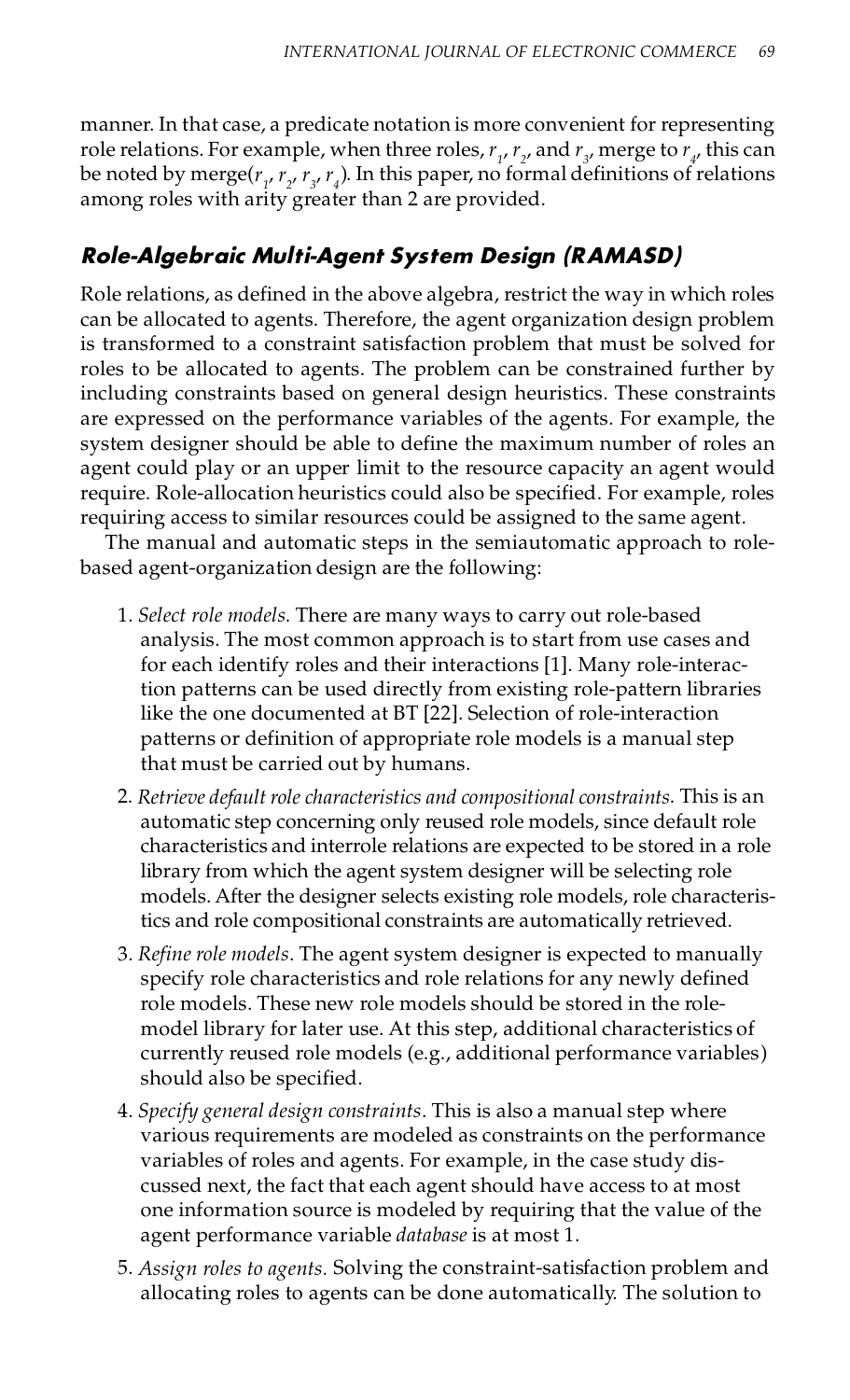manner. In that case, a predicate notation is more convenient for representing role relations. For example, when three roles, $r_1$, $r_2$, and $r_3$, merge to $r_4$, this can be noted by merge($r_1$, $r_2$, $r_3$, $r_4$). In this paper, no formal definitions of relations among roles with arity greater than 2 are provided.

## Role-Algebraic Multi-Agent System Design (RAMASD)

Role relations, as defined in the above algebra, restrict the way in which roles can be allocated to agents. Therefore, the agent organization design problem is transformed to a constraint satisfaction problem that must be solved for roles to be allocated to agents. The problem can be constrained further by including constraints based on general design heuristics. These constraints are expressed on the performance variables of the agents. For example, the system designer should be able to define the maximum number of roles an agent could play or an upper limit to the resource capacity an agent would require. Role-allocation heuristics could also be specified. For example, roles requiring access to similar resources could be assigned to the same agent.

The manual and automatic steps in the semiautomatic approach to role-based agent-organization design are the following:

1. *Select role models.* There are many ways to carry out role-based analysis. The most common approach is to start from use cases and for each identify roles and their interactions [1]. Many role-interaction patterns can be used directly from existing role-pattern libraries like the one documented at BT [22]. Selection of role-interaction patterns or definition of appropriate role models is a manual step that must be carried out by humans.
2. *Retrieve default role characteristics and compositional constraints.* This is an automatic step concerning only reused role models, since default role characteristics and interrole relations are expected to be stored in a role library from which the agent system designer will be selecting role models. After the designer selects existing role models, role characteristics and role compositional constraints are automatically retrieved.
3. *Refine role models*. The agent system designer is expected to manually specify role characteristics and role relations for any newly defined role models. These new role models should be stored in the role-model library for later use. At this step, additional characteristics of currently reused role models (e.g., additional performance variables) should also be specified.
4. *Specify general design constraints*. This is also a manual step where various requirements are modeled as constraints on the performance variables of roles and agents. For example, in the case study discussed next, the fact that each agent should have access to at most one information source is modeled by requiring that the value of the agent performance variable *database* is at most 1.
5. *Assign roles to agents.* Solving the constraint-satisfaction problem and allocating roles to agents can be done automatically. The solution to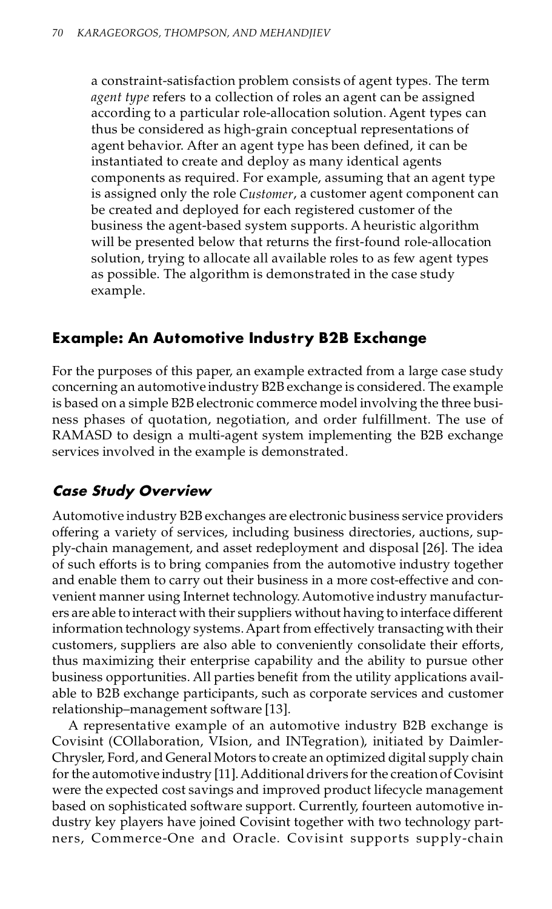a constraint-satisfaction problem consists of agent types. The term *agent type* refers to a collection of roles an agent can be assigned according to a particular role-allocation solution. Agent types can thus be considered as high-grain conceptual representations of agent behavior. After an agent type has been defined, it can be instantiated to create and deploy as many identical agents components as required. For example, assuming that an agent type is assigned only the role *Customer*, a customer agent component can be created and deployed for each registered customer of the business the agent-based system supports. A heuristic algorithm will be presented below that returns the first-found role-allocation solution, trying to allocate all available roles to as few agent types as possible. The algorithm is demonstrated in the case study example.

## Example: An Automotive Industry B2B Exchange

For the purposes of this paper, an example extracted from a large case study concerning an automotive industry B2B exchange is considered. The example is based on a simple B2B electronic commerce model involving the three business phases of quotation, negotiation, and order fulfillment. The use of RAMASD to design a multi-agent system implementing the B2B exchange services involved in the example is demonstrated.

### *Case Study Overview*

Automotive industry B2B exchanges are electronic business service providers offering a variety of services, including business directories, auctions, supply-chain management, and asset redeployment and disposal [26]. The idea of such efforts is to bring companies from the automotive industry together and enable them to carry out their business in a more cost-effective and convenient manner using Internet technology. Automotive industry manufacturers are able to interact with their suppliers without having to interface different information technology systems. Apart from effectively transacting with their customers, suppliers are also able to conveniently consolidate their efforts, thus maximizing their enterprise capability and the ability to pursue other business opportunities. All parties benefit from the utility applications available to B2B exchange participants, such as corporate services and customer relationship–management software [13].

A representative example of an automotive industry B2B exchange is Covisint (COllaboration, VIsion, and INTegration), initiated by DaimlerChrysler, Ford, and General Motors to create an optimized digital supply chain for the automotive industry [11]. Additional drivers for the creation of Covisint were the expected cost savings and improved product lifecycle management based on sophisticated software support. Currently, fourteen automotive industry key players have joined Covisint together with two technology partners, Commerce-One and Oracle. Covisint supports supply-chain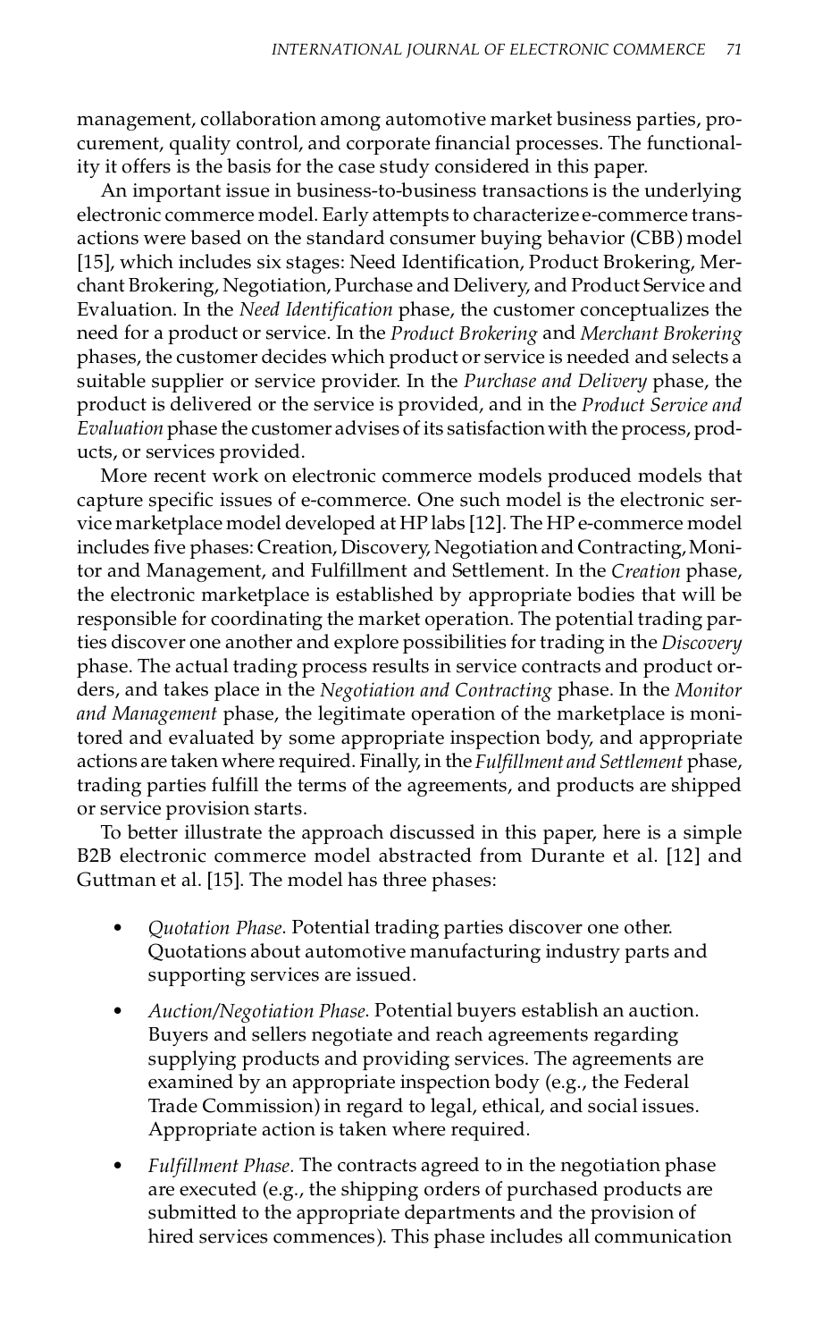management, collaboration among automotive market business parties, procurement, quality control, and corporate financial processes. The functionality it offers is the basis for the case study considered in this paper.

An important issue in business-to-business transactions is the underlying electronic commerce model. Early attempts to characterize e-commerce transactions were based on the standard consumer buying behavior (CBB) model [15], which includes six stages: Need Identification, Product Brokering, Merchant Brokering, Negotiation, Purchase and Delivery, and Product Service and Evaluation. In the *Need Identification* phase, the customer conceptualizes the need for a product or service. In the *Product Brokering* and *Merchant Brokering* phases, the customer decides which product or service is needed and selects a suitable supplier or service provider. In the *Purchase and Delivery* phase, the product is delivered or the service is provided, and in the *Product Service and Evaluation* phase the customer advises of its satisfaction with the process, products, or services provided.

More recent work on electronic commerce models produced models that capture specific issues of e-commerce. One such model is the electronic service marketplace model developed at HP labs [12]. The HP e-commerce model includes five phases: Creation, Discovery, Negotiation and Contracting, Monitor and Management, and Fulfillment and Settlement. In the *Creation* phase, the electronic marketplace is established by appropriate bodies that will be responsible for coordinating the market operation. The potential trading parties discover one another and explore possibilities for trading in the *Discovery* phase. The actual trading process results in service contracts and product orders, and takes place in the *Negotiation and Contracting* phase. In the *Monitor and Management* phase, the legitimate operation of the marketplace is monitored and evaluated by some appropriate inspection body, and appropriate actions are taken where required. Finally, in the *Fulfillment and Settlement* phase, trading parties fulfill the terms of the agreements, and products are shipped or service provision starts.

To better illustrate the approach discussed in this paper, here is a simple B2B electronic commerce model abstracted from Durante et al. [12] and Guttman et al. [15]. The model has three phases:

- *Quotation Phase.* Potential trading parties discover one other. Quotations about automotive manufacturing industry parts and supporting services are issued.
- *Auction/Negotiation Phase.* Potential buyers establish an auction. Buyers and sellers negotiate and reach agreements regarding supplying products and providing services. The agreements are examined by an appropriate inspection body (e.g., the Federal Trade Commission) in regard to legal, ethical, and social issues. Appropriate action is taken where required.
- *Fulfillment Phase.* The contracts agreed to in the negotiation phase are executed (e.g., the shipping orders of purchased products are submitted to the appropriate departments and the provision of hired services commences). This phase includes all communication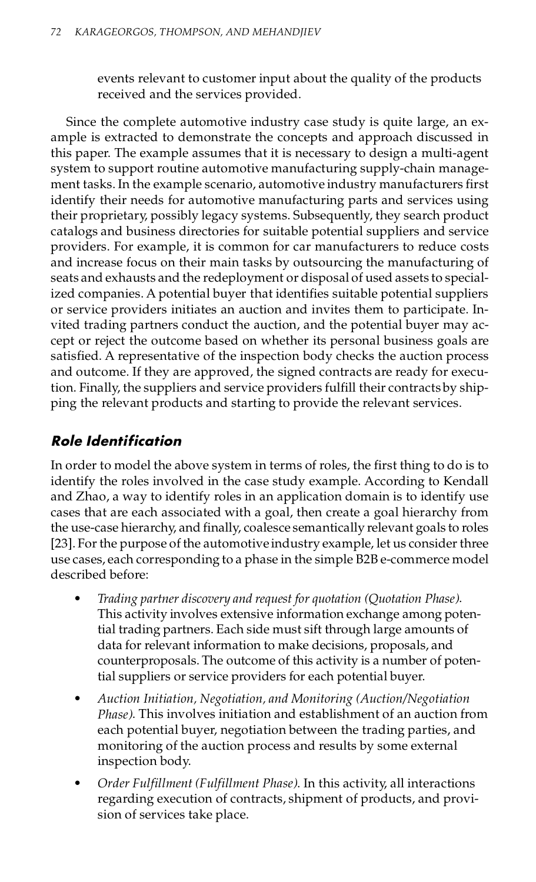events relevant to customer input about the quality of the products received and the services provided.

Since the complete automotive industry case study is quite large, an example is extracted to demonstrate the concepts and approach discussed in this paper. The example assumes that it is necessary to design a multi-agent system to support routine automotive manufacturing supply-chain management tasks. In the example scenario, automotive industry manufacturers first identify their needs for automotive manufacturing parts and services using their proprietary, possibly legacy systems. Subsequently, they search product catalogs and business directories for suitable potential suppliers and service providers. For example, it is common for car manufacturers to reduce costs and increase focus on their main tasks by outsourcing the manufacturing of seats and exhausts and the redeployment or disposal of used assets to specialized companies. A potential buyer that identifies suitable potential suppliers or service providers initiates an auction and invites them to participate. Invited trading partners conduct the auction, and the potential buyer may accept or reject the outcome based on whether its personal business goals are satisfied. A representative of the inspection body checks the auction process and outcome. If they are approved, the signed contracts are ready for execution. Finally, the suppliers and service providers fulfill their contracts by shipping the relevant products and starting to provide the relevant services.

## Role Identification

In order to model the above system in terms of roles, the first thing to do is to identify the roles involved in the case study example. According to Kendall and Zhao, a way to identify roles in an application domain is to identify use cases that are each associated with a goal, then create a goal hierarchy from the use-case hierarchy, and finally, coalesce semantically relevant goals to roles [23]. For the purpose of the automotive industry example, let us consider three use cases, each corresponding to a phase in the simple B2B e-commerce model described before:

- *Trading partner discovery and request for quotation (Quotation Phase).* This activity involves extensive information exchange among potential trading partners. Each side must sift through large amounts of data for relevant information to make decisions, proposals, and counterproposals. The outcome of this activity is a number of potential suppliers or service providers for each potential buyer.
- *Auction Initiation, Negotiation, and Monitoring (Auction/Negotiation Phase).* This involves initiation and establishment of an auction from each potential buyer, negotiation between the trading parties, and monitoring of the auction process and results by some external inspection body.
- *Order Fulfillment (Fulfillment Phase).* In this activity, all interactions regarding execution of contracts, shipment of products, and provision of services take place.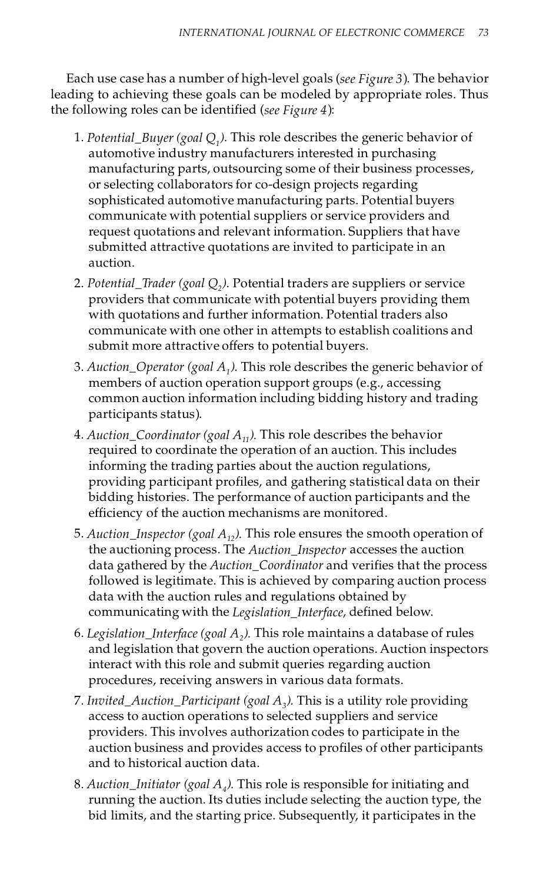Each use case has a number of high-level goals (*see Figure 3*). The behavior leading to achieving these goals can be modeled by appropriate roles. Thus the following roles can be identified (*see Figure 4*):

1. *Potential_Buyer (goal $Q_1$)*. This role describes the generic behavior of automotive industry manufacturers interested in purchasing manufacturing parts, outsourcing some of their business processes, or selecting collaborators for co-design projects regarding sophisticated automotive manufacturing parts. Potential buyers communicate with potential suppliers or service providers and request quotations and relevant information. Suppliers that have submitted attractive quotations are invited to participate in an auction.
2. *Potential_Trader (goal $Q_2$)*. Potential traders are suppliers or service providers that communicate with potential buyers providing them with quotations and further information. Potential traders also communicate with one other in attempts to establish coalitions and submit more attractive offers to potential buyers.
3. *Auction_Operator (goal $A_1$)*. This role describes the generic behavior of members of auction operation support groups (e.g., accessing common auction information including bidding history and trading participants status).
4. *Auction_Coordinator (goal $A_{11}$)*. This role describes the behavior required to coordinate the operation of an auction. This includes informing the trading parties about the auction regulations, providing participant profiles, and gathering statistical data on their bidding histories. The performance of auction participants and the efficiency of the auction mechanisms are monitored.
5. *Auction_Inspector (goal $A_{12}$)*. This role ensures the smooth operation of the auctioning process. The *Auction_Inspector* accesses the auction data gathered by the *Auction_Coordinator* and verifies that the process followed is legitimate. This is achieved by comparing auction process data with the auction rules and regulations obtained by communicating with the *Legislation_Interface*, defined below.
6. *Legislation_Interface (goal $A_2$)*. This role maintains a database of rules and legislation that govern the auction operations. Auction inspectors interact with this role and submit queries regarding auction procedures, receiving answers in various data formats.
7. *Invited_Auction_Participant (goal $A_3$)*. This is a utility role providing access to auction operations to selected suppliers and service providers. This involves authorization codes to participate in the auction business and provides access to profiles of other participants and to historical auction data.
8. *Auction_Initiator (goal $A_4$)*. This role is responsible for initiating and running the auction. Its duties include selecting the auction type, the bid limits, and the starting price. Subsequently, it participates in the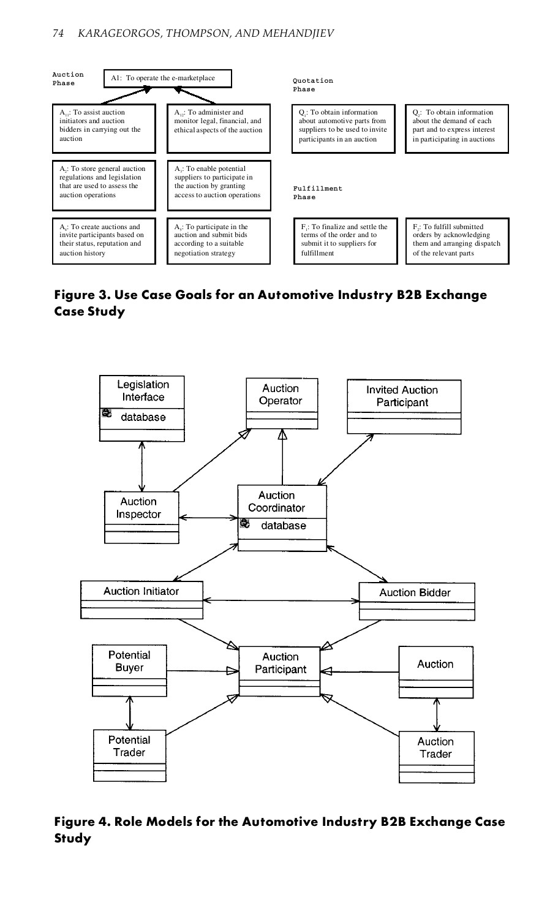Auction Phase

A1: To operate the e-marketplace

$A_{11}$: To assist auction initiators and auction bidders in carrying out the auction

$A_{12}$: To administer and monitor legal, financial, and ethical aspects of the auction

$A_2$: To store general auction regulations and legislation that are used to assess the auction operations

$A_3$: To enable potential suppliers to participate in the auction by granting access to auction operations

$A_4$: To create auctions and invite participants based on their status, reputation and auction history

$A_5$: To participate in the auction and submit bids according to a suitable negotiation strategy

Quotation Phase

$Q_1$: To obtain information about automotive parts from suppliers to be used to invite participants in an auction

$Q_2$: To obtain information about the demand of each part and to express interest in participating in auctions

Fulfillment Phase

$F_1$: To finalize and settle the terms of the order and to submit it to suppliers for fulfillment

$F_2$: To fulfill submitted orders by acknowledging them and arranging dispatch of the relevant parts

**Figure 3. Use Case Goals for an Automotive Industry B2B Exchange Case Study**

Legislation Interface (database) — Auction Operator — Invited Auction Participant — Auction Inspector — Auction Coordinator (database) — Auction Initiator — Auction Bidder — Potential Buyer — Auction Participant — Auction — Potential Trader — Auction Trader

**Figure 4. Role Models for the Automotive Industry B2B Exchange Case Study**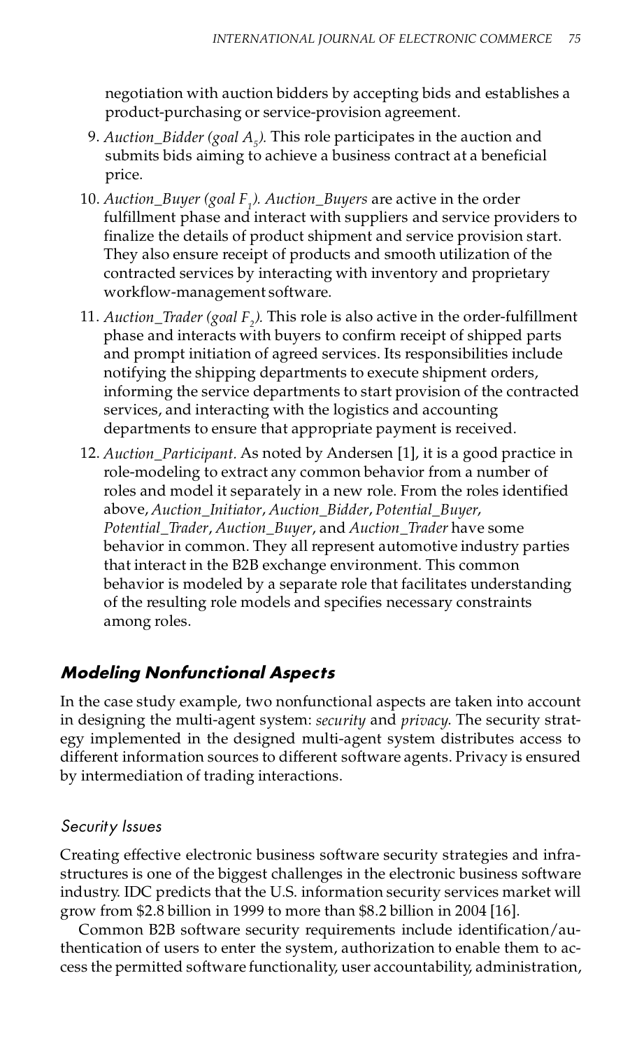negotiation with auction bidders by accepting bids and establishes a product-purchasing or service-provision agreement.

9. *Auction_Bidder (goal $A_5$).* This role participates in the auction and submits bids aiming to achieve a business contract at a beneficial price.
10. *Auction_Buyer (goal $F_1$). Auction_Buyers* are active in the order fulfillment phase and interact with suppliers and service providers to finalize the details of product shipment and service provision start. They also ensure receipt of products and smooth utilization of the contracted services by interacting with inventory and proprietary workflow-management software.
11. *Auction_Trader (goal $F_2$).* This role is also active in the order-fulfillment phase and interacts with buyers to confirm receipt of shipped parts and prompt initiation of agreed services. Its responsibilities include notifying the shipping departments to execute shipment orders, informing the service departments to start provision of the contracted services, and interacting with the logistics and accounting departments to ensure that appropriate payment is received.
12. *Auction_Participant.* As noted by Andersen [1], it is a good practice in role-modeling to extract any common behavior from a number of roles and model it separately in a new role. From the roles identified above, *Auction_Initiator*, *Auction_Bidder*, *Potential_Buyer*, *Potential_Trader*, *Auction_Buyer*, and *Auction_Trader* have some behavior in common. They all represent automotive industry parties that interact in the B2B exchange environment. This common behavior is modeled by a separate role that facilitates understanding of the resulting role models and specifies necessary constraints among roles.

## Modeling Nonfunctional Aspects

In the case study example, two nonfunctional aspects are taken into account in designing the multi-agent system: *security* and *privacy*. The security strategy implemented in the designed multi-agent system distributes access to different information sources to different software agents. Privacy is ensured by intermediation of trading interactions.

### Security Issues

Creating effective electronic business software security strategies and infrastructures is one of the biggest challenges in the electronic business software industry. IDC predicts that the U.S. information security services market will grow from $2.8 billion in 1999 to more than $8.2 billion in 2004 [16].

Common B2B software security requirements include identification/authentication of users to enter the system, authorization to enable them to access the permitted software functionality, user accountability, administration,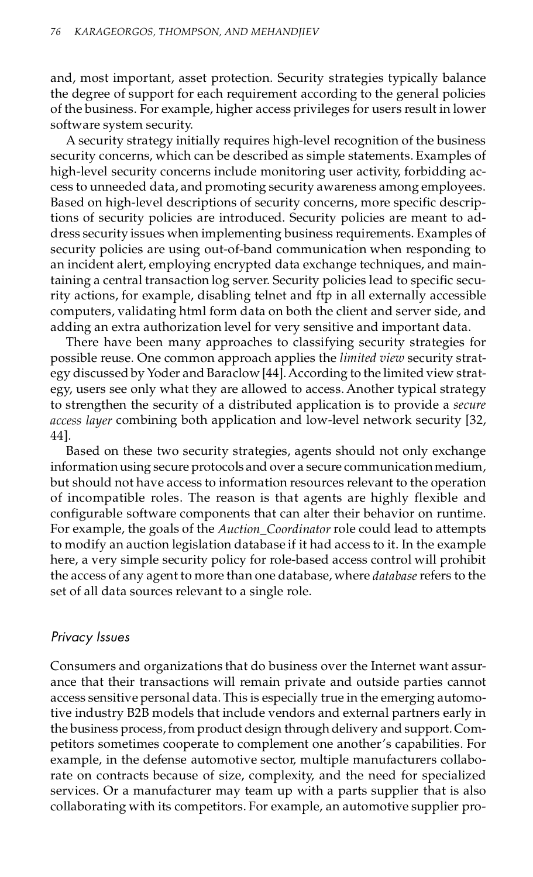and, most important, asset protection. Security strategies typically balance the degree of support for each requirement according to the general policies of the business. For example, higher access privileges for users result in lower software system security.

A security strategy initially requires high-level recognition of the business security concerns, which can be described as simple statements. Examples of high-level security concerns include monitoring user activity, forbidding access to unneeded data, and promoting security awareness among employees. Based on high-level descriptions of security concerns, more specific descriptions of security policies are introduced. Security policies are meant to address security issues when implementing business requirements. Examples of security policies are using out-of-band communication when responding to an incident alert, employing encrypted data exchange techniques, and maintaining a central transaction log server. Security policies lead to specific security actions, for example, disabling telnet and ftp in all externally accessible computers, validating html form data on both the client and server side, and adding an extra authorization level for very sensitive and important data.

There have been many approaches to classifying security strategies for possible reuse. One common approach applies the *limited view* security strategy discussed by Yoder and Baraclow [44]. According to the limited view strategy, users see only what they are allowed to access. Another typical strategy to strengthen the security of a distributed application is to provide a *secure access layer* combining both application and low-level network security [32, 44].

Based on these two security strategies, agents should not only exchange information using secure protocols and over a secure communication medium, but should not have access to information resources relevant to the operation of incompatible roles. The reason is that agents are highly flexible and configurable software components that can alter their behavior on runtime. For example, the goals of the *Auction_Coordinator* role could lead to attempts to modify an auction legislation database if it had access to it. In the example here, a very simple security policy for role-based access control will prohibit the access of any agent to more than one database, where *database* refers to the set of all data sources relevant to a single role.

### *Privacy Issues*

Consumers and organizations that do business over the Internet want assurance that their transactions will remain private and outside parties cannot access sensitive personal data. This is especially true in the emerging automotive industry B2B models that include vendors and external partners early in the business process, from product design through delivery and support. Competitors sometimes cooperate to complement one another's capabilities. For example, in the defense automotive sector, multiple manufacturers collaborate on contracts because of size, complexity, and the need for specialized services. Or a manufacturer may team up with a parts supplier that is also collaborating with its competitors. For example, an automotive supplier pro-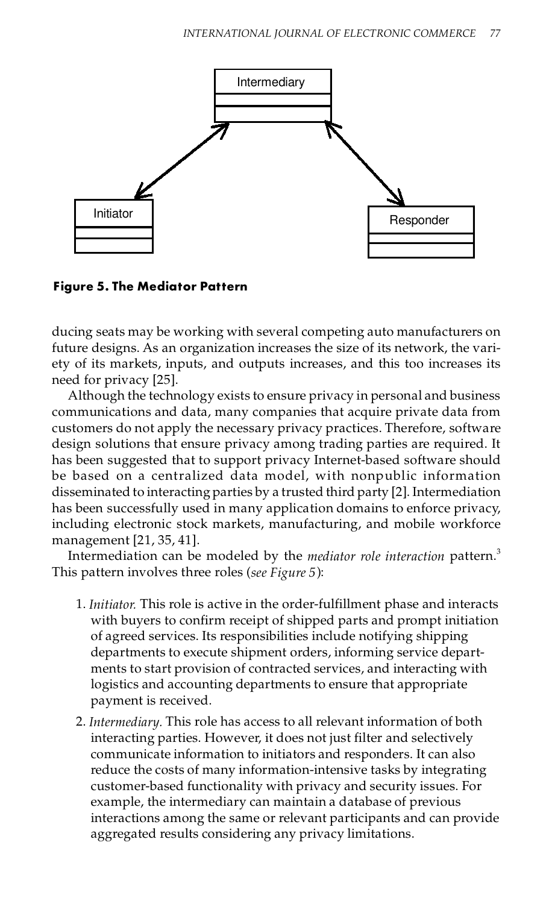**Figure 5. The Mediator Pattern**

ducing seats may be working with several competing auto manufacturers on future designs. As an organization increases the size of its network, the variety of its markets, inputs, and outputs increases, and this too increases its need for privacy [25].

Although the technology exists to ensure privacy in personal and business communications and data, many companies that acquire private data from customers do not apply the necessary privacy practices. Therefore, software design solutions that ensure privacy among trading parties are required. It has been suggested that to support privacy Internet-based software should be based on a centralized data model, with nonpublic information disseminated to interacting parties by a trusted third party [2]. Intermediation has been successfully used in many application domains to enforce privacy, including electronic stock markets, manufacturing, and mobile workforce management [21, 35, 41].

Intermediation can be modeled by the *mediator role interaction* pattern.[3] This pattern involves three roles (*see Figure 5*):

1. *Initiator.* This role is active in the order-fulfillment phase and interacts with buyers to confirm receipt of shipped parts and prompt initiation of agreed services. Its responsibilities include notifying shipping departments to execute shipment orders, informing service departments to start provision of contracted services, and interacting with logistics and accounting departments to ensure that appropriate payment is received.
2. *Intermediary.* This role has access to all relevant information of both interacting parties. However, it does not just filter and selectively communicate information to initiators and responders. It can also reduce the costs of many information-intensive tasks by integrating customer-based functionality with privacy and security issues. For example, the intermediary can maintain a database of previous interactions among the same or relevant participants and can provide aggregated results considering any privacy limitations.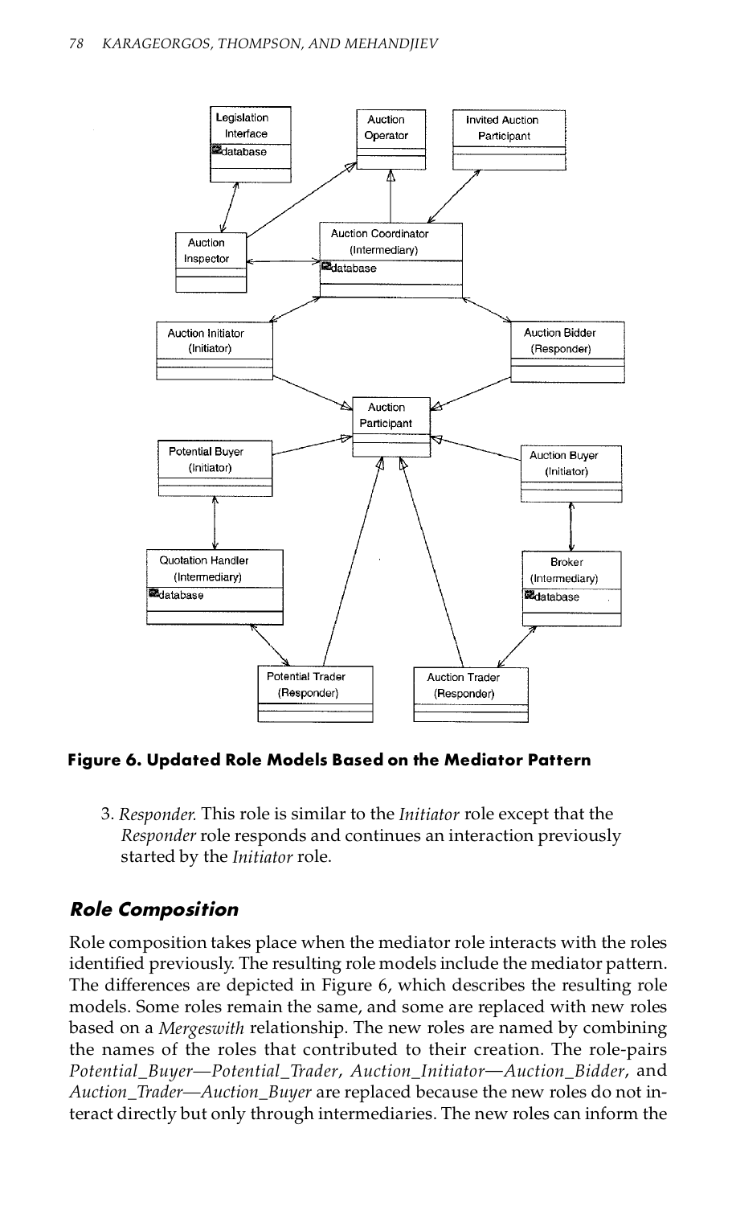**Figure 6. Updated Role Models Based on the Mediator Pattern**

3. *Responder.* This role is similar to the *Initiator* role except that the *Responder* role responds and continues an interaction previously started by the *Initiator* role.

## *Role Composition*

Role composition takes place when the mediator role interacts with the roles identified previously. The resulting role models include the mediator pattern. The differences are depicted in Figure 6, which describes the resulting role models. Some roles remain the same, and some are replaced with new roles based on a *Mergeswith* relationship. The new roles are named by combining the names of the roles that contributed to their creation. The role-pairs *Potential_Buyer—Potential_Trader*, *Auction_Initiator—Auction_Bidder*, and *Auction_Trader—Auction_Buyer* are replaced because the new roles do not interact directly but only through intermediaries. The new roles can inform the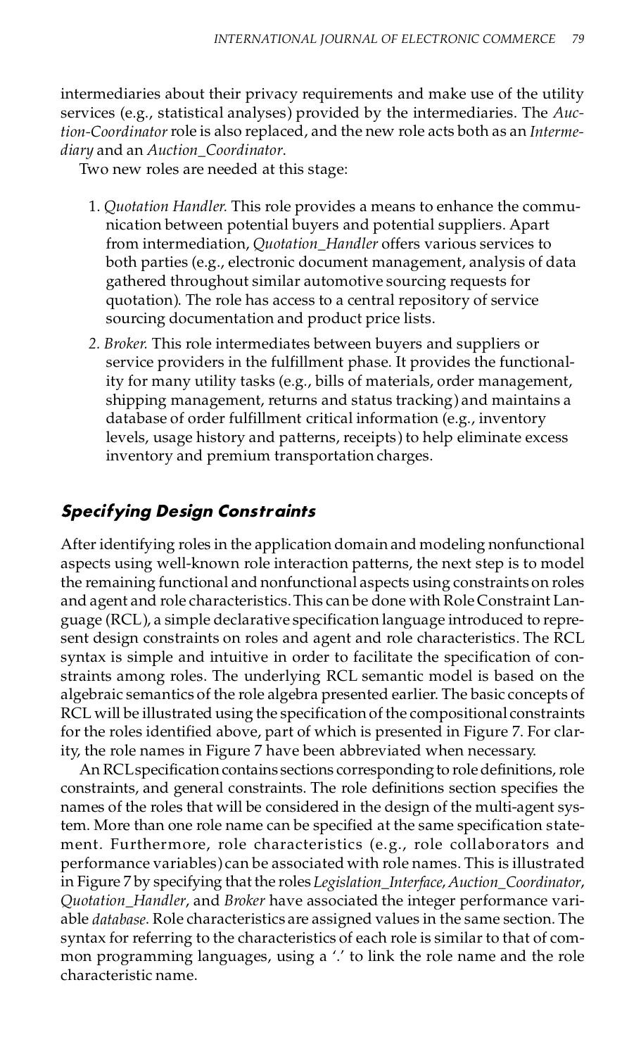intermediaries about their privacy requirements and make use of the utility services (e.g., statistical analyses) provided by the intermediaries. The *Auction-Coordinator* role is also replaced, and the new role acts both as an *Intermediary* and an *Auction_Coordinator*.

Two new roles are needed at this stage:

1. *Quotation Handler.* This role provides a means to enhance the communication between potential buyers and potential suppliers. Apart from intermediation, *Quotation_Handler* offers various services to both parties (e.g., electronic document management, analysis of data gathered throughout similar automotive sourcing requests for quotation). The role has access to a central repository of service sourcing documentation and product price lists.
2. *Broker.* This role intermediates between buyers and suppliers or service providers in the fulfillment phase. It provides the functionality for many utility tasks (e.g., bills of materials, order management, shipping management, returns and status tracking) and maintains a database of order fulfillment critical information (e.g., inventory levels, usage history and patterns, receipts) to help eliminate excess inventory and premium transportation charges.

## Specifying Design Constraints

After identifying roles in the application domain and modeling nonfunctional aspects using well-known role interaction patterns, the next step is to model the remaining functional and nonfunctional aspects using constraints on roles and agent and role characteristics. This can be done with Role Constraint Language (RCL), a simple declarative specification language introduced to represent design constraints on roles and agent and role characteristics. The RCL syntax is simple and intuitive in order to facilitate the specification of constraints among roles. The underlying RCL semantic model is based on the algebraic semantics of the role algebra presented earlier. The basic concepts of RCL will be illustrated using the specification of the compositional constraints for the roles identified above, part of which is presented in Figure 7. For clarity, the role names in Figure 7 have been abbreviated when necessary.

An RCL specification contains sections corresponding to role definitions, role constraints, and general constraints. The role definitions section specifies the names of the roles that will be considered in the design of the multi-agent system. More than one role name can be specified at the same specification statement. Furthermore, role characteristics (e.g., role collaborators and performance variables) can be associated with role names. This is illustrated in Figure 7 by specifying that the roles *Legislation_Interface*, *Auction_Coordinator*, *Quotation_Handler*, and *Broker* have associated the integer performance variable *database*. Role characteristics are assigned values in the same section. The syntax for referring to the characteristics of each role is similar to that of common programming languages, using a '.' to link the role name and the role characteristic name.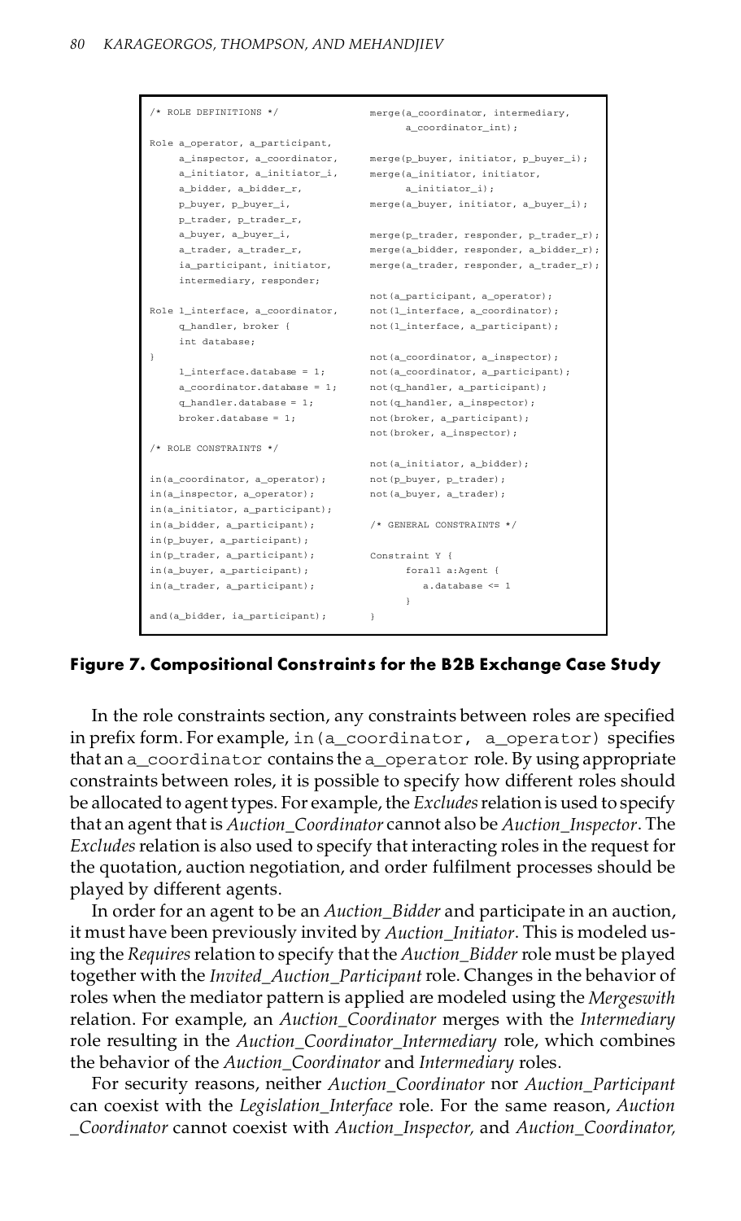```
/* ROLE DEFINITIONS */

Role a_operator, a_participant,
     a_inspector, a_coordinator,
     a_initiator, a_initiator_i,
     a_bidder, a_bidder_r,
     p_buyer, p_buyer_i,
     p_trader, p_trader_r,
     a_buyer, a_buyer_i,
     a_trader, a_trader_r,
     ia_participant, initiator,
     intermediary, responder;

Role l_interface, a_coordinator,
     q_handler, broker {
     int database;
}
     l_interface.database = 1;
     a_coordinator.database = 1;
     q_handler.database = 1;
     broker.database = 1;

/* ROLE CONSTRAINTS */

in(a_coordinator, a_operator);
in(a_inspector, a_operator);
in(a_initiator, a_participant);
in(a_bidder, a_participant);
in(p_buyer, a_participant);
in(p_trader, a_participant);
in(a_buyer, a_participant);
in(a_trader, a_participant);

and(a_bidder, ia_participant);

merge(a_coordinator, intermediary,
      a_coordinator_int);

merge(p_buyer, initiator, p_buyer_i);
merge(a_initiator, initiator,
      a_initiator_i);
merge(a_buyer, initiator, a_buyer_i);

merge(p_trader, responder, p_trader_r);
merge(a_bidder, responder, a_bidder_r);
merge(a_trader, responder, a_trader_r);

not(a_participant, a_operator);
not(l_interface, a_coordinator);
not(l_interface, a_participant);

not(a_coordinator, a_inspector);
not(a_coordinator, a_participant);
not(q_handler, a_participant);
not(q_handler, a_inspector);
not(broker, a_participant);
not(broker, a_inspector);

not(a_initiator, a_bidder);
not(p_buyer, p_trader);
not(a_buyer, a_trader);

/* GENERAL CONSTRAINTS */

Constraint Y {
     forall a:Agent {
        a.database <= 1
     }
}
```

**Figure 7. Compositional Constraints for the B2B Exchange Case Study**

In the role constraints section, any constraints between roles are specified in prefix form. For example, `in(a_coordinator, a_operator)` specifies that an `a_coordinator` contains the `a_operator` role. By using appropriate constraints between roles, it is possible to specify how different roles should be allocated to agent types. For example, the *Excludes* relation is used to specify that an agent that is *Auction_Coordinator* cannot also be *Auction_Inspector*. The *Excludes* relation is also used to specify that interacting roles in the request for the quotation, auction negotiation, and order fulfilment processes should be played by different agents.

In order for an agent to be an *Auction_Bidder* and participate in an auction, it must have been previously invited by *Auction_Initiator*. This is modeled using the *Requires* relation to specify that the *Auction_Bidder* role must be played together with the *Invited_Auction_Participant* role. Changes in the behavior of roles when the mediator pattern is applied are modeled using the *Mergeswith* relation. For example, an *Auction_Coordinator* merges with the *Intermediary* role resulting in the *Auction_Coordinator_Intermediary* role, which combines the behavior of the *Auction_Coordinator* and *Intermediary* roles.

For security reasons, neither *Auction_Coordinator* nor *Auction_Participant* can coexist with the *Legislation_Interface* role. For the same reason, *Auction _Coordinator* cannot coexist with *Auction_Inspector,* and *Auction_Coordinator,*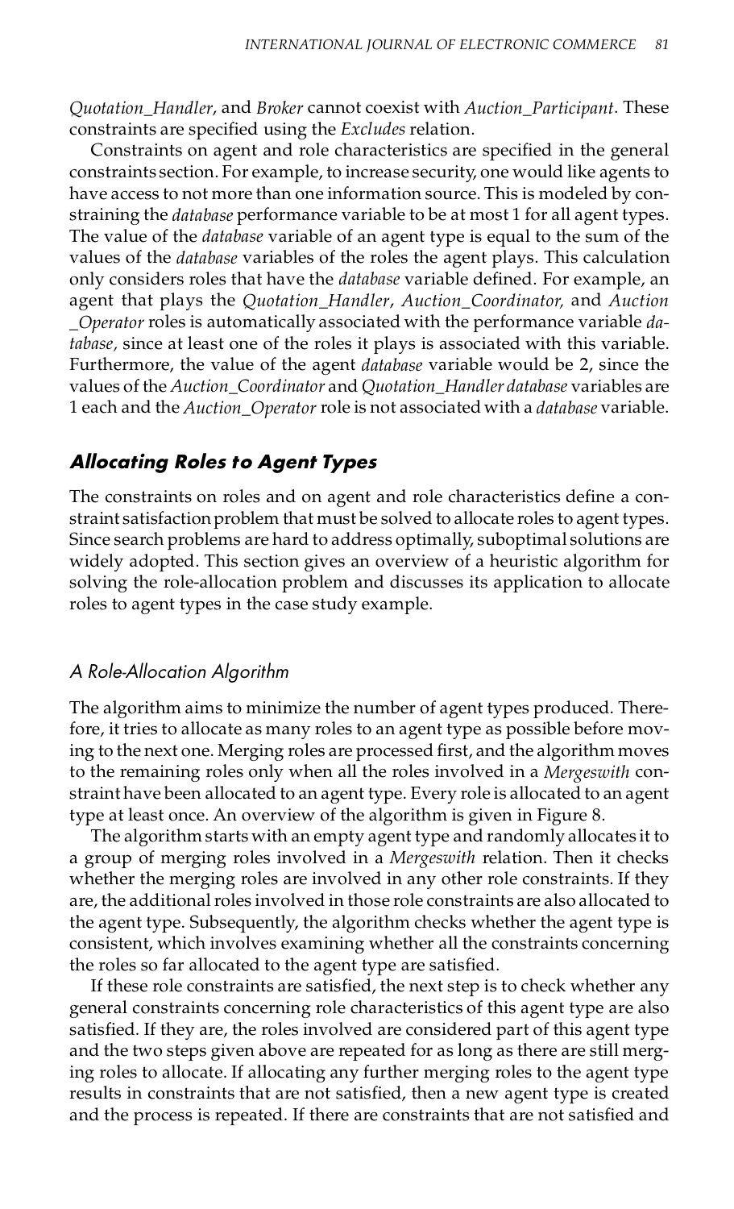*Quotation_Handler*, and *Broker* cannot coexist with *Auction_Participant*. These constraints are specified using the *Excludes* relation.

Constraints on agent and role characteristics are specified in the general constraints section. For example, to increase security, one would like agents to have access to not more than one information source. This is modeled by constraining the *database* performance variable to be at most 1 for all agent types. The value of the *database* variable of an agent type is equal to the sum of the values of the *database* variables of the roles the agent plays. This calculation only considers roles that have the *database* variable defined. For example, an agent that plays the *Quotation_Handler*, *Auction_Coordinator,* and *Auction_Operator* roles is automatically associated with the performance variable *database,* since at least one of the roles it plays is associated with this variable. Furthermore, the value of the agent *database* variable would be 2, since the values of the *Auction_Coordinator* and *Quotation_Handler database* variables are 1 each and the *Auction_Operator* role is not associated with a *database* variable.

## Allocating Roles to Agent Types

The constraints on roles and on agent and role characteristics define a constraint satisfaction problem that must be solved to allocate roles to agent types. Since search problems are hard to address optimally, suboptimal solutions are widely adopted. This section gives an overview of a heuristic algorithm for solving the role-allocation problem and discusses its application to allocate roles to agent types in the case study example.

### A Role-Allocation Algorithm

The algorithm aims to minimize the number of agent types produced. Therefore, it tries to allocate as many roles to an agent type as possible before moving to the next one. Merging roles are processed first, and the algorithm moves to the remaining roles only when all the roles involved in a *Mergeswith* constraint have been allocated to an agent type. Every role is allocated to an agent type at least once. An overview of the algorithm is given in Figure 8.

The algorithm starts with an empty agent type and randomly allocates it to a group of merging roles involved in a *Mergeswith* relation. Then it checks whether the merging roles are involved in any other role constraints. If they are, the additional roles involved in those role constraints are also allocated to the agent type. Subsequently, the algorithm checks whether the agent type is consistent, which involves examining whether all the constraints concerning the roles so far allocated to the agent type are satisfied.

If these role constraints are satisfied, the next step is to check whether any general constraints concerning role characteristics of this agent type are also satisfied. If they are, the roles involved are considered part of this agent type and the two steps given above are repeated for as long as there are still merging roles to allocate. If allocating any further merging roles to the agent type results in constraints that are not satisfied, then a new agent type is created and the process is repeated. If there are constraints that are not satisfied and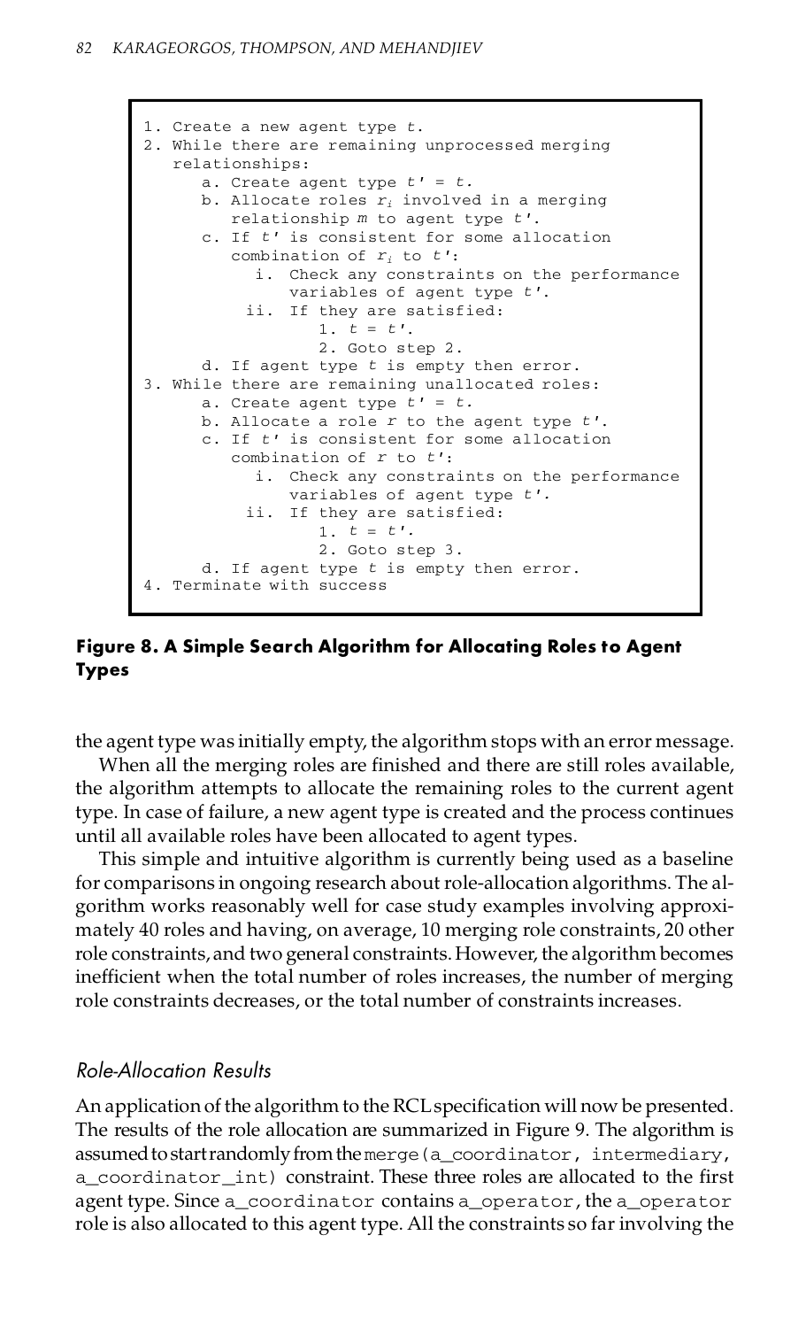```
1. Create a new agent type t.
2. While there are remaining unprocessed merging
   relationships:
      a. Create agent type t' = t.
      b. Allocate roles r_i involved in a merging
         relationship m to agent type t'.
      c. If t' is consistent for some allocation
         combination of r_i to t':
            i. Check any constraints on the performance
               variables of agent type t'.
           ii. If they are satisfied:
                  1. t = t'.
                  2. Goto step 2.
      d. If agent type t is empty then error.
3. While there are remaining unallocated roles:
      a. Create agent type t' = t.
      b. Allocate a role r to the agent type t'.
      c. If t' is consistent for some allocation
         combination of r to t':
            i. Check any constraints on the performance
               variables of agent type t'.
           ii. If they are satisfied:
                  1. t = t'.
                  2. Goto step 3.
      d. If agent type t is empty then error.
4. Terminate with success
```

**Figure 8. A Simple Search Algorithm for Allocating Roles to Agent Types**

the agent type was initially empty, the algorithm stops with an error message.

When all the merging roles are finished and there are still roles available, the algorithm attempts to allocate the remaining roles to the current agent type. In case of failure, a new agent type is created and the process continues until all available roles have been allocated to agent types.

This simple and intuitive algorithm is currently being used as a baseline for comparisons in ongoing research about role-allocation algorithms. The algorithm works reasonably well for case study examples involving approximately 40 roles and having, on average, 10 merging role constraints, 20 other role constraints, and two general constraints. However, the algorithm becomes inefficient when the total number of roles increases, the number of merging role constraints decreases, or the total number of constraints increases.

### *Role-Allocation Results*

An application of the algorithm to the RCL specification will now be presented. The results of the role allocation are summarized in Figure 9. The algorithm is assumed to start randomly from the `merge(a_coordinator, intermediary, a_coordinator_int)` constraint. These three roles are allocated to the first agent type. Since `a_coordinator` contains `a_operator`, the `a_operator` role is also allocated to this agent type. All the constraints so far involving the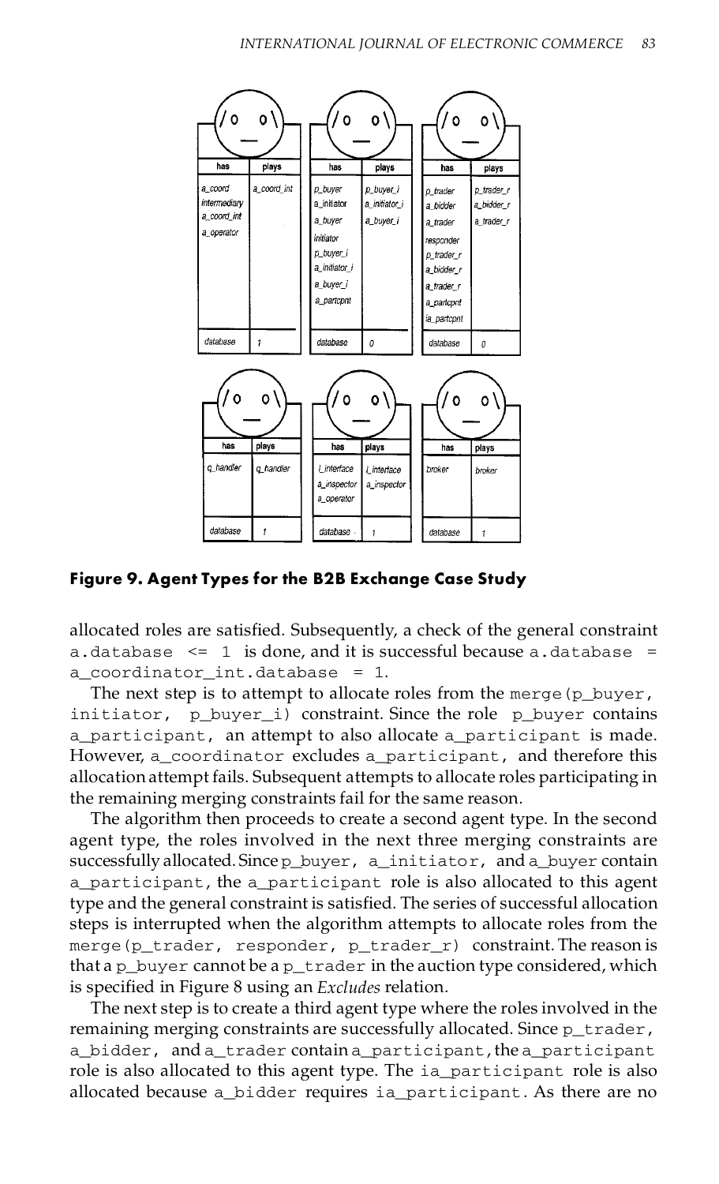| has | plays |
|---|---|
| a_coord | a_coord_int |
| intermediary | |
| a_coord_int | |
| a_operator | |
| database | 1 |

| has | plays |
|---|---|
| p_buyer | p_buyer_i |
| a_initiator | a_initiator_i |
| a_buyer | a_buyer_i |
| initiator | |
| p_buyer_i | |
| a_initiator_i | |
| a_buyer_i | |
| a_partcpnt | |
| database | 0 |

| has | plays |
|---|---|
| p_trader | p_trader_r |
| a_bidder | a_bidder_r |
| a_trader | a_trader_r |
| responder | |
| p_trader_r | |
| a_bidder_r | |
| a_trader_r | |
| a_partcpnt | |
| ia_partcpnt | |
| database | 0 |

| has | plays |
|---|---|
| q_handler | q_handler |
| database | 1 |

| has | plays |
|---|---|
| i_interface | i_interface |
| a_inspector | a_inspector |
| a_operator | |
| database | 1 |

| has | plays |
|---|---|
| broker | broker |
| database | 1 |

**Figure 9. Agent Types for the B2B Exchange Case Study**

allocated roles are satisfied. Subsequently, a check of the general constraint `a.database <= 1` is done, and it is successful because `a.database = a_coordinator_int.database = 1`.

The next step is to attempt to allocate roles from the `merge(p_buyer, initiator, p_buyer_i)` constraint. Since the role `p_buyer` contains `a_participant`, an attempt to also allocate `a_participant` is made. However, `a_coordinator` excludes `a_participant`, and therefore this allocation attempt fails. Subsequent attempts to allocate roles participating in the remaining merging constraints fail for the same reason.

The algorithm then proceeds to create a second agent type. In the second agent type, the roles involved in the next three merging constraints are successfully allocated. Since `p_buyer`, `a_initiator`, and `a_buyer` contain `a_participant`, the `a_participant` role is also allocated to this agent type and the general constraint is satisfied. The series of successful allocation steps is interrupted when the algorithm attempts to allocate roles from the `merge(p_trader, responder, p_trader_r)` constraint. The reason is that a `p_buyer` cannot be a `p_trader` in the auction type considered, which is specified in Figure 8 using an *Excludes* relation.

The next step is to create a third agent type where the roles involved in the remaining merging constraints are successfully allocated. Since `p_trader`, `a_bidder`, and `a_trader` contain `a_participant`, the `a_participant` role is also allocated to this agent type. The `ia_participant` role is also allocated because `a_bidder` requires `ia_participant`. As there are no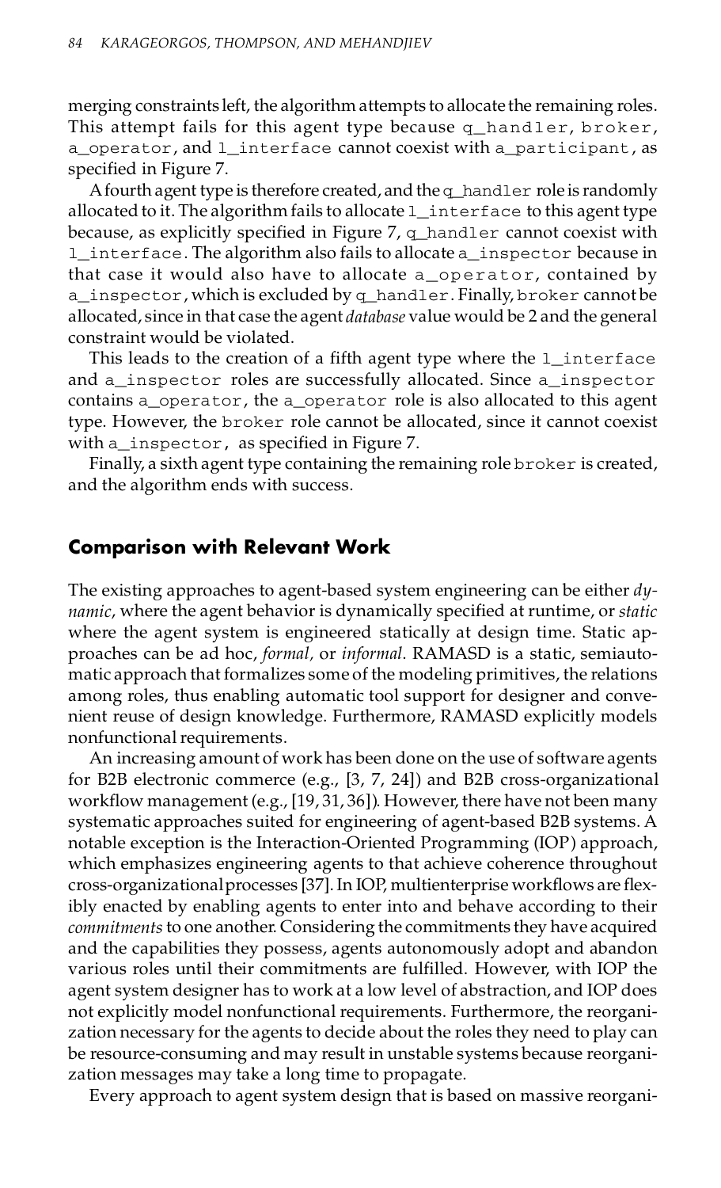merging constraints left, the algorithm attempts to allocate the remaining roles. This attempt fails for this agent type because `q_handler`, `broker`, `a_operator`, and `l_interface` cannot coexist with `a_participant`, as specified in Figure 7.

A fourth agent type is therefore created, and the `q_handler` role is randomly allocated to it. The algorithm fails to allocate `l_interface` to this agent type because, as explicitly specified in Figure 7, `q_handler` cannot coexist with `l_interface`. The algorithm also fails to allocate `a_inspector` because in that case it would also have to allocate `a_operator`, contained by `a_inspector`, which is excluded by `q_handler`. Finally, `broker` cannot be allocated, since in that case the agent *database* value would be 2 and the general constraint would be violated.

This leads to the creation of a fifth agent type where the `l_interface` and `a_inspector` roles are successfully allocated. Since `a_inspector` contains `a_operator`, the `a_operator` role is also allocated to this agent type. However, the `broker` role cannot be allocated, since it cannot coexist with `a_inspector`, as specified in Figure 7.

Finally, a sixth agent type containing the remaining role `broker` is created, and the algorithm ends with success.

## Comparison with Relevant Work

The existing approaches to agent-based system engineering can be either *dynamic*, where the agent behavior is dynamically specified at runtime, or *static* where the agent system is engineered statically at design time. Static approaches can be ad hoc, *formal,* or *informal*. RAMASD is a static, semiautomatic approach that formalizes some of the modeling primitives, the relations among roles, thus enabling automatic tool support for designer and convenient reuse of design knowledge. Furthermore, RAMASD explicitly models nonfunctional requirements.

An increasing amount of work has been done on the use of software agents for B2B electronic commerce (e.g., [3, 7, 24]) and B2B cross-organizational workflow management (e.g., [19, 31, 36]). However, there have not been many systematic approaches suited for engineering of agent-based B2B systems. A notable exception is the Interaction-Oriented Programming (IOP) approach, which emphasizes engineering agents to that achieve coherence throughout cross-organizational processes [37]. In IOP, multienterprise workflows are flexibly enacted by enabling agents to enter into and behave according to their *commitments* to one another. Considering the commitments they have acquired and the capabilities they possess, agents autonomously adopt and abandon various roles until their commitments are fulfilled. However, with IOP the agent system designer has to work at a low level of abstraction, and IOP does not explicitly model nonfunctional requirements. Furthermore, the reorganization necessary for the agents to decide about the roles they need to play can be resource-consuming and may result in unstable systems because reorganization messages may take a long time to propagate.

Every approach to agent system design that is based on massive reorgani-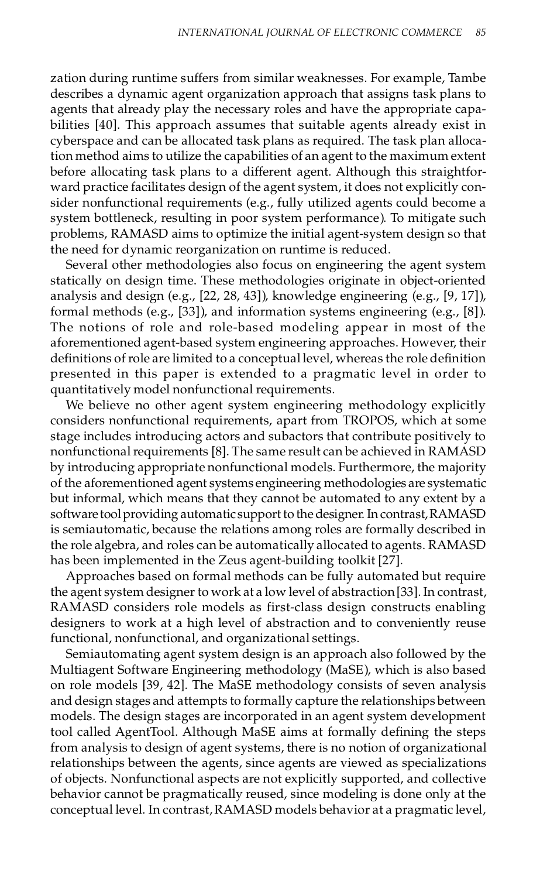zation during runtime suffers from similar weaknesses. For example, Tambe describes a dynamic agent organization approach that assigns task plans to agents that already play the necessary roles and have the appropriate capabilities [40]. This approach assumes that suitable agents already exist in cyberspace and can be allocated task plans as required. The task plan allocation method aims to utilize the capabilities of an agent to the maximum extent before allocating task plans to a different agent. Although this straightforward practice facilitates design of the agent system, it does not explicitly consider nonfunctional requirements (e.g., fully utilized agents could become a system bottleneck, resulting in poor system performance). To mitigate such problems, RAMASD aims to optimize the initial agent-system design so that the need for dynamic reorganization on runtime is reduced.

Several other methodologies also focus on engineering the agent system statically on design time. These methodologies originate in object-oriented analysis and design (e.g., [22, 28, 43]), knowledge engineering (e.g., [9, 17]), formal methods (e.g., [33]), and information systems engineering (e.g., [8]). The notions of role and role-based modeling appear in most of the aforementioned agent-based system engineering approaches. However, their definitions of role are limited to a conceptual level, whereas the role definition presented in this paper is extended to a pragmatic level in order to quantitatively model nonfunctional requirements.

We believe no other agent system engineering methodology explicitly considers nonfunctional requirements, apart from TROPOS, which at some stage includes introducing actors and subactors that contribute positively to nonfunctional requirements [8]. The same result can be achieved in RAMASD by introducing appropriate nonfunctional models. Furthermore, the majority of the aforementioned agent systems engineering methodologies are systematic but informal, which means that they cannot be automated to any extent by a software tool providing automatic support to the designer. In contrast, RAMASD is semiautomatic, because the relations among roles are formally described in the role algebra, and roles can be automatically allocated to agents. RAMASD has been implemented in the Zeus agent-building toolkit [27].

Approaches based on formal methods can be fully automated but require the agent system designer to work at a low level of abstraction [33]. In contrast, RAMASD considers role models as first-class design constructs enabling designers to work at a high level of abstraction and to conveniently reuse functional, nonfunctional, and organizational settings.

Semiautomating agent system design is an approach also followed by the Multiagent Software Engineering methodology (MaSE), which is also based on role models [39, 42]. The MaSE methodology consists of seven analysis and design stages and attempts to formally capture the relationships between models. The design stages are incorporated in an agent system development tool called AgentTool. Although MaSE aims at formally defining the steps from analysis to design of agent systems, there is no notion of organizational relationships between the agents, since agents are viewed as specializations of objects. Nonfunctional aspects are not explicitly supported, and collective behavior cannot be pragmatically reused, since modeling is done only at the conceptual level. In contrast, RAMASD models behavior at a pragmatic level,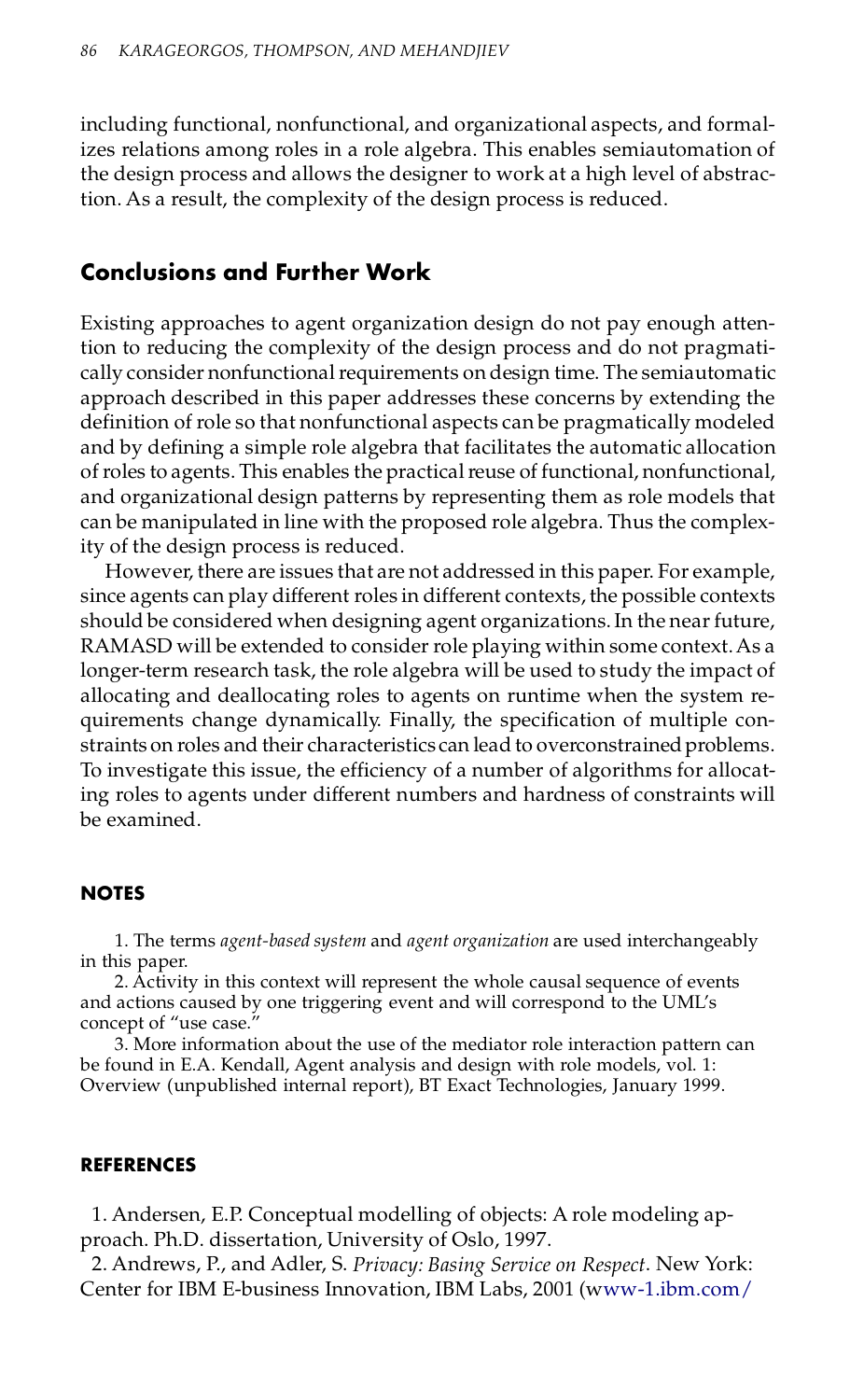including functional, nonfunctional, and organizational aspects, and formalizes relations among roles in a role algebra. This enables semiautomation of the design process and allows the designer to work at a high level of abstraction. As a result, the complexity of the design process is reduced.

## Conclusions and Further Work

Existing approaches to agent organization design do not pay enough attention to reducing the complexity of the design process and do not pragmatically consider nonfunctional requirements on design time. The semiautomatic approach described in this paper addresses these concerns by extending the definition of role so that nonfunctional aspects can be pragmatically modeled and by defining a simple role algebra that facilitates the automatic allocation of roles to agents. This enables the practical reuse of functional, nonfunctional, and organizational design patterns by representing them as role models that can be manipulated in line with the proposed role algebra. Thus the complexity of the design process is reduced.

However, there are issues that are not addressed in this paper. For example, since agents can play different roles in different contexts, the possible contexts should be considered when designing agent organizations. In the near future, RAMASD will be extended to consider role playing within some context. As a longer-term research task, the role algebra will be used to study the impact of allocating and deallocating roles to agents on runtime when the system requirements change dynamically. Finally, the specification of multiple constraints on roles and their characteristics can lead to overconstrained problems. To investigate this issue, the efficiency of a number of algorithms for allocating roles to agents under different numbers and hardness of constraints will be examined.

### NOTES

1. The terms *agent-based system* and *agent organization* are used interchangeably in this paper.

2. Activity in this context will represent the whole causal sequence of events and actions caused by one triggering event and will correspond to the UML's concept of "use case."

3. More information about the use of the mediator role interaction pattern can be found in E.A. Kendall, Agent analysis and design with role models, vol. 1: Overview (unpublished internal report), BT Exact Technologies, January 1999.

### REFERENCES

1. Andersen, E.P. Conceptual modelling of objects: A role modeling approach. Ph.D. dissertation, University of Oslo, 1997.

2. Andrews, P., and Adler, S. *Privacy: Basing Service on Respect*. New York: Center for IBM E-business Innovation, IBM Labs, 2001 (www-1.ibm.com/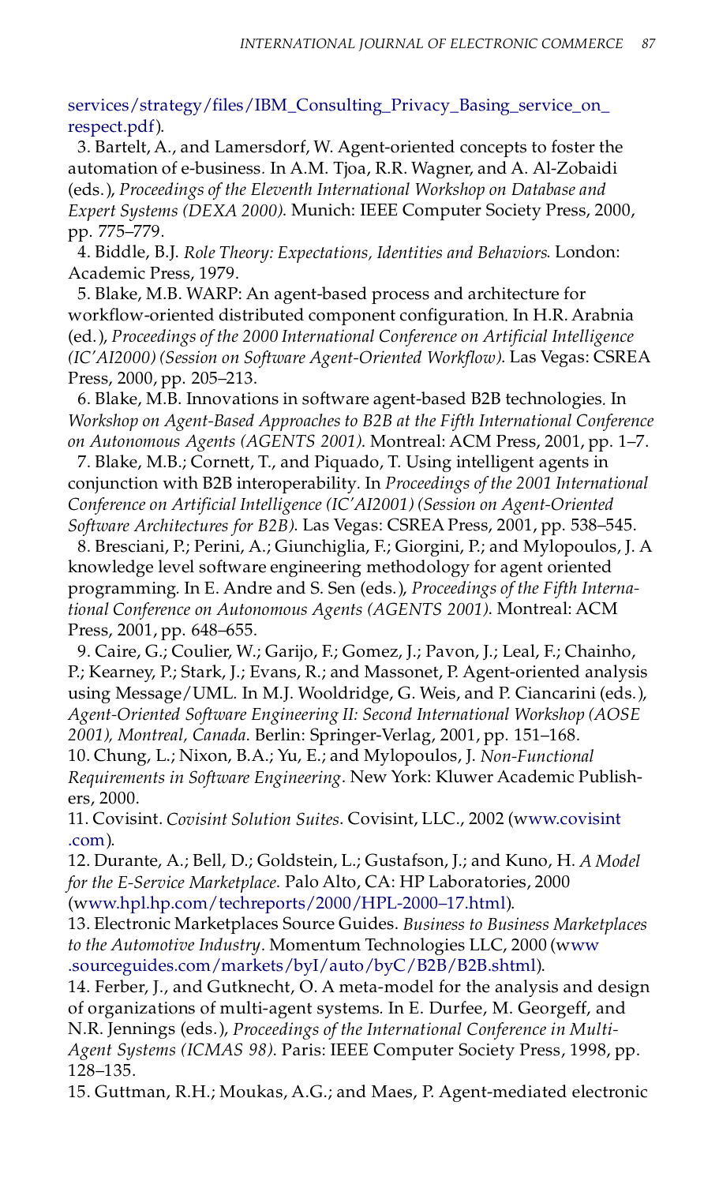services/strategy/files/IBM_Consulting_Privacy_Basing_service_on_respect.pdf).

3. Bartelt, A., and Lamersdorf, W. Agent-oriented concepts to foster the automation of e-business. In A.M. Tjoa, R.R. Wagner, and A. Al-Zobaidi (eds.), *Proceedings of the Eleventh International Workshop on Database and Expert Systems (DEXA 2000)*. Munich: IEEE Computer Society Press, 2000, pp. 775–779.

4. Biddle, B.J. *Role Theory: Expectations, Identities and Behaviors*. London: Academic Press, 1979.

5. Blake, M.B. WARP: An agent-based process and architecture for workflow-oriented distributed component configuration. In H.R. Arabnia (ed.), *Proceedings of the 2000 International Conference on Artificial Intelligence (IC'AI2000) (Session on Software Agent-Oriented Workflow)*. Las Vegas: CSREA Press, 2000, pp. 205–213.

6. Blake, M.B. Innovations in software agent-based B2B technologies. In *Workshop on Agent-Based Approaches to B2B at the Fifth International Conference on Autonomous Agents (AGENTS 2001)*. Montreal: ACM Press, 2001, pp. 1–7.

7. Blake, M.B.; Cornett, T., and Piquado, T. Using intelligent agents in conjunction with B2B interoperability. In *Proceedings of the 2001 International Conference on Artificial Intelligence (IC'AI2001) (Session on Agent-Oriented Software Architectures for B2B)*. Las Vegas: CSREA Press, 2001, pp. 538–545.

8. Bresciani, P.; Perini, A.; Giunchiglia, F.; Giorgini, P.; and Mylopoulos, J. A knowledge level software engineering methodology for agent oriented programming. In E. Andre and S. Sen (eds.), *Proceedings of the Fifth International Conference on Autonomous Agents (AGENTS 2001)*. Montreal: ACM Press, 2001, pp. 648–655.

9. Caire, G.; Coulier, W.; Garijo, F.; Gomez, J.; Pavon, J.; Leal, F.; Chainho, P.; Kearney, P.; Stark, J.; Evans, R.; and Massonet, P. Agent-oriented analysis using Message/UML. In M.J. Wooldridge, G. Weis, and P. Ciancarini (eds.), *Agent-Oriented Software Engineering II: Second International Workshop (AOSE 2001), Montreal, Canada*. Berlin: Springer-Verlag, 2001, pp. 151–168.

10. Chung, L.; Nixon, B.A.; Yu, E.; and Mylopoulos, J. *Non-Functional Requirements in Software Engineering*. New York: Kluwer Academic Publishers, 2000.

11. Covisint. *Covisint Solution Suites*. Covisint, LLC., 2002 (www.covisint.com).

12. Durante, A.; Bell, D.; Goldstein, L.; Gustafson, J.; and Kuno, H. *A Model for the E-Service Marketplace*. Palo Alto, CA: HP Laboratories, 2000 (www.hpl.hp.com/techreports/2000/HPL-2000–17.html).

13. Electronic Marketplaces Source Guides. *Business to Business Marketplaces to the Automotive Industry*. Momentum Technologies LLC, 2000 (www.sourceguides.com/markets/byI/auto/byC/B2B/B2B.shtml).

14. Ferber, J., and Gutknecht, O. A meta-model for the analysis and design of organizations of multi-agent systems. In E. Durfee, M. Georgeff, and N.R. Jennings (eds.), *Proceedings of the International Conference in Multi-Agent Systems (ICMAS 98)*. Paris: IEEE Computer Society Press, 1998, pp. 128–135.

15. Guttman, R.H.; Moukas, A.G.; and Maes, P. Agent-mediated electronic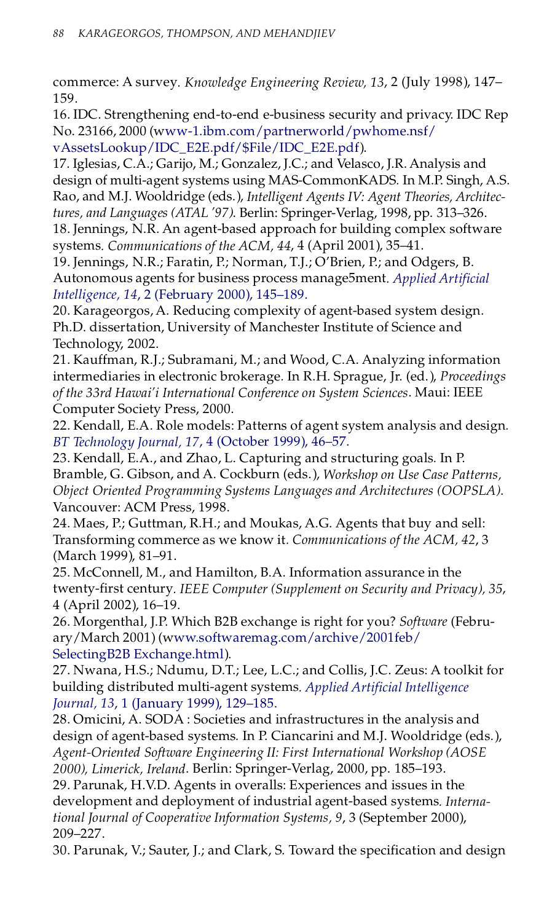commerce: A survey. *Knowledge Engineering Review, 13*, 2 (July 1998), 147–159.

16. IDC. Strengthening end-to-end e-business security and privacy. IDC Rep No. 23166, 2000 (www-1.ibm.com/partnerworld/pwhome.nsf/vAssetsLookup/IDC_E2E.pdf/$File/IDC_E2E.pdf).

17. Iglesias, C.A.; Garijo, M.; Gonzalez, J.C.; and Velasco, J.R. Analysis and design of multi-agent systems using MAS-CommonKADS. In M.P. Singh, A.S. Rao, and M.J. Wooldridge (eds.), *Intelligent Agents IV: Agent Theories, Architectures, and Languages (ATAL '97)*. Berlin: Springer-Verlag, 1998, pp. 313–326.

18. Jennings, N.R. An agent-based approach for building complex software systems. *Communications of the ACM, 44*, 4 (April 2001), 35–41.

19. Jennings, N.R.; Faratin, P.; Norman, T.J.; O'Brien, P.; and Odgers, B. Autonomous agents for business process manage5ment. *Applied Artificial Intelligence, 14*, 2 (February 2000), 145–189.

20. Karageorgos, A. Reducing complexity of agent-based system design. Ph.D. dissertation, University of Manchester Institute of Science and Technology, 2002.

21. Kauffman, R.J.; Subramani, M.; and Wood, C.A. Analyzing information intermediaries in electronic brokerage. In R.H. Sprague, Jr. (ed.), *Proceedings of the 33rd Hawai'i International Conference on System Sciences*. Maui: IEEE Computer Society Press, 2000.

22. Kendall, E.A. Role models: Patterns of agent system analysis and design. *BT Technology Journal, 17*, 4 (October 1999), 46–57.

23. Kendall, E.A., and Zhao, L. Capturing and structuring goals. In P. Bramble, G. Gibson, and A. Cockburn (eds.), *Workshop on Use Case Patterns, Object Oriented Programming Systems Languages and Architectures (OOPSLA)*. Vancouver: ACM Press, 1998.

24. Maes, P.; Guttman, R.H.; and Moukas, A.G. Agents that buy and sell: Transforming commerce as we know it. *Communications of the ACM, 42*, 3 (March 1999), 81–91.

25. McConnell, M., and Hamilton, B.A. Information assurance in the twenty-first century. *IEEE Computer (Supplement on Security and Privacy), 35*, 4 (April 2002), 16–19.

26. Morgenthal, J.P. Which B2B exchange is right for you? *Software* (February/March 2001) (www.softwaremag.com/archive/2001feb/SelectingB2B Exchange.html).

27. Nwana, H.S.; Ndumu, D.T.; Lee, L.C.; and Collis, J.C. Zeus: A toolkit for building distributed multi-agent systems. *Applied Artificial Intelligence Journal, 13*, 1 (January 1999), 129–185.

28. Omicini, A. SODA : Societies and infrastructures in the analysis and design of agent-based systems. In P. Ciancarini and M.J. Wooldridge (eds.), *Agent-Oriented Software Engineering II: First International Workshop (AOSE 2000), Limerick, Ireland*. Berlin: Springer-Verlag, 2000, pp. 185–193.

29. Parunak, H.V.D. Agents in overalls: Experiences and issues in the development and deployment of industrial agent-based systems. *International Journal of Cooperative Information Systems, 9*, 3 (September 2000), 209–227.

30. Parunak, V.; Sauter, J.; and Clark, S. Toward the specification and design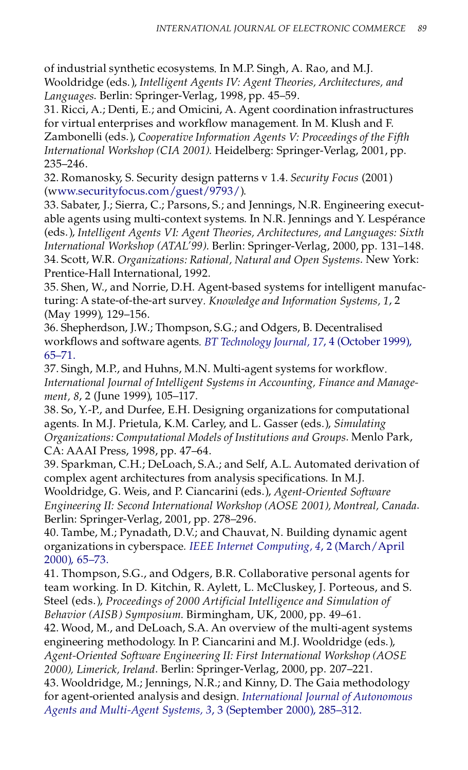of industrial synthetic ecosystems. In M.P. Singh, A. Rao, and M.J. Wooldridge (eds.), *Intelligent Agents IV: Agent Theories, Architectures, and Languages*. Berlin: Springer-Verlag, 1998, pp. 45–59.

31. Ricci, A.; Denti, E.; and Omicini, A. Agent coordination infrastructures for virtual enterprises and workflow management. In M. Klush and F. Zambonelli (eds.), *Cooperative Information Agents V: Proceedings of the Fifth International Workshop (CIA 2001)*. Heidelberg: Springer-Verlag, 2001, pp. 235–246.

32. Romanosky, S. Security design patterns v 1.4. *Security Focus* (2001) (www.securityfocus.com/guest/9793/).

33. Sabater, J.; Sierra, C.; Parsons, S.; and Jennings, N.R. Engineering executable agents using multi-context systems. In N.R. Jennings and Y. Lespérance (eds.), *Intelligent Agents VI: Agent Theories, Architectures, and Languages: Sixth International Workshop (ATAL'99)*. Berlin: Springer-Verlag, 2000, pp. 131–148.

34. Scott, W.R. *Organizations: Rational, Natural and Open Systems*. New York: Prentice-Hall International, 1992.

35. Shen, W., and Norrie, D.H. Agent-based systems for intelligent manufacturing: A state-of-the-art survey. *Knowledge and Information Systems, 1*, 2 (May 1999), 129–156.

36. Shepherdson, J.W.; Thompson, S.G.; and Odgers, B. Decentralised workflows and software agents. *BT Technology Journal, 17*, 4 (October 1999), 65–71.

37. Singh, M.P., and Huhns, M.N. Multi-agent systems for workflow. *International Journal of Intelligent Systems in Accounting, Finance and Management, 8*, 2 (June 1999), 105–117.

38. So, Y.-P., and Durfee, E.H. Designing organizations for computational agents. In M.J. Prietula, K.M. Carley, and L. Gasser (eds.), *Simulating Organizations: Computational Models of Institutions and Groups*. Menlo Park, CA: AAAI Press, 1998, pp. 47–64.

39. Sparkman, C.H.; DeLoach, S.A.; and Self, A.L. Automated derivation of complex agent architectures from analysis specifications. In M.J. Wooldridge, G. Weis, and P. Ciancarini (eds.), *Agent-Oriented Software Engineering II: Second International Workshop (AOSE 2001), Montreal, Canada*. Berlin: Springer-Verlag, 2001, pp. 278–296.

40. Tambe, M.; Pynadath, D.V.; and Chauvat, N. Building dynamic agent organizations in cyberspace. *IEEE Internet Computing, 4*, 2 (March/April 2000), 65–73.

41. Thompson, S.G., and Odgers, B.R. Collaborative personal agents for team working. In D. Kitchin, R. Aylett, L. McCluskey, J. Porteous, and S. Steel (eds.), *Proceedings of 2000 Artificial Intelligence and Simulation of Behavior (AISB) Symposium*. Birmingham, UK, 2000, pp. 49–61.

42. Wood, M., and DeLoach, S.A. An overview of the multi-agent systems engineering methodology. In P. Ciancarini and M.J. Wooldridge (eds.), *Agent-Oriented Software Engineering II: First International Workshop (AOSE 2000), Limerick, Ireland*. Berlin: Springer-Verlag, 2000, pp. 207–221.

43. Wooldridge, M.; Jennings, N.R.; and Kinny, D. The Gaia methodology for agent-oriented analysis and design. *International Journal of Autonomous Agents and Multi-Agent Systems, 3*, 3 (September 2000), 285–312.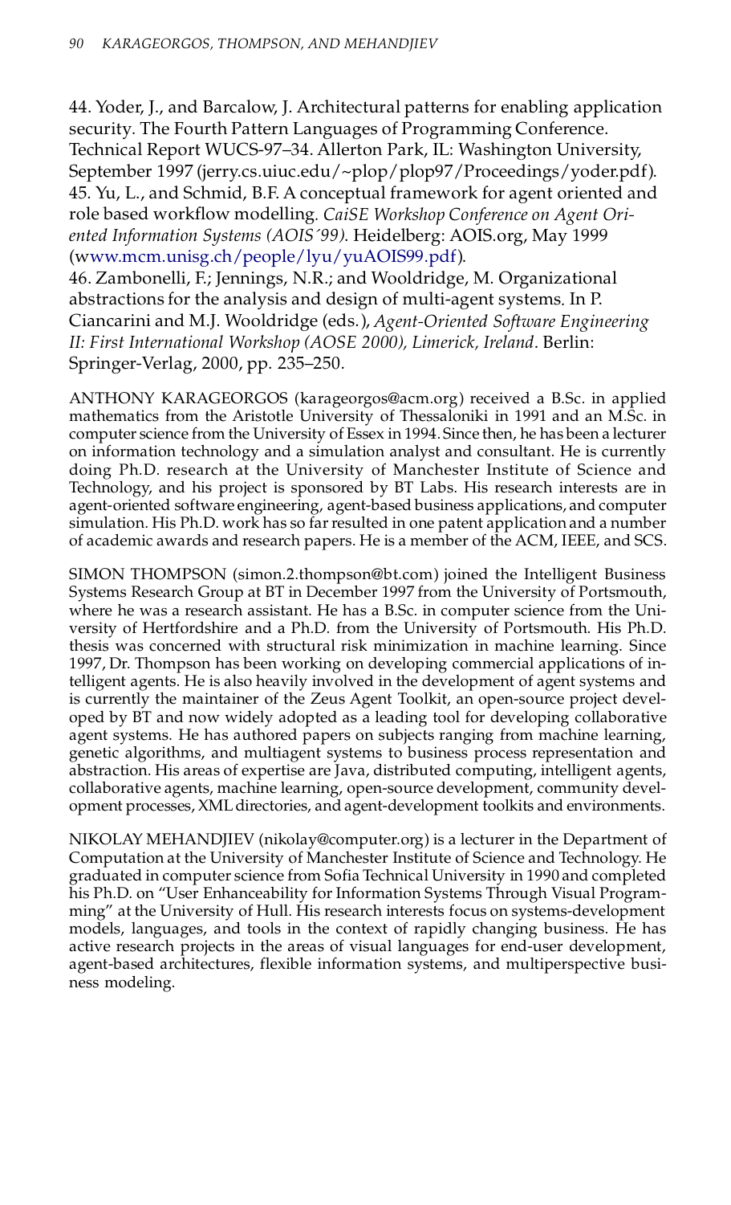44. Yoder, J., and Barcalow, J. Architectural patterns for enabling application security. The Fourth Pattern Languages of Programming Conference. Technical Report WUCS-97–34. Allerton Park, IL: Washington University, September 1997 (jerry.cs.uiuc.edu/~plop/plop97/Proceedings/yoder.pdf).

45. Yu, L., and Schmid, B.F. A conceptual framework for agent oriented and role based workflow modelling. *CaiSE Workshop Conference on Agent Oriented Information Systems (AOIS´99)*. Heidelberg: AOIS.org, May 1999 (www.mcm.unisg.ch/people/lyu/yuAOIS99.pdf).

46. Zambonelli, F.; Jennings, N.R.; and Wooldridge, M. Organizational abstractions for the analysis and design of multi-agent systems. In P. Ciancarini and M.J. Wooldridge (eds.), *Agent-Oriented Software Engineering II: First International Workshop (AOSE 2000), Limerick, Ireland*. Berlin: Springer-Verlag, 2000, pp. 235–250.

ANTHONY KARAGEORGOS (karageorgos@acm.org) received a B.Sc. in applied mathematics from the Aristotle University of Thessaloniki in 1991 and an M.Sc. in computer science from the University of Essex in 1994. Since then, he has been a lecturer on information technology and a simulation analyst and consultant. He is currently doing Ph.D. research at the University of Manchester Institute of Science and Technology, and his project is sponsored by BT Labs. His research interests are in agent-oriented software engineering, agent-based business applications, and computer simulation. His Ph.D. work has so far resulted in one patent application and a number of academic awards and research papers. He is a member of the ACM, IEEE, and SCS.

SIMON THOMPSON (simon.2.thompson@bt.com) joined the Intelligent Business Systems Research Group at BT in December 1997 from the University of Portsmouth, where he was a research assistant. He has a B.Sc. in computer science from the University of Hertfordshire and a Ph.D. from the University of Portsmouth. His Ph.D. thesis was concerned with structural risk minimization in machine learning. Since 1997, Dr. Thompson has been working on developing commercial applications of intelligent agents. He is also heavily involved in the development of agent systems and is currently the maintainer of the Zeus Agent Toolkit, an open-source project developed by BT and now widely adopted as a leading tool for developing collaborative agent systems. He has authored papers on subjects ranging from machine learning, genetic algorithms, and multiagent systems to business process representation and abstraction. His areas of expertise are Java, distributed computing, intelligent agents, collaborative agents, machine learning, open-source development, community development processes, XML directories, and agent-development toolkits and environments.

NIKOLAY MEHANDJIEV (nikolay@computer.org) is a lecturer in the Department of Computation at the University of Manchester Institute of Science and Technology. He graduated in computer science from Sofia Technical University in 1990 and completed his Ph.D. on "User Enhanceability for Information Systems Through Visual Programming" at the University of Hull. His research interests focus on systems-development models, languages, and tools in the context of rapidly changing business. He has active research projects in the areas of visual languages for end-user development, agent-based architectures, flexible information systems, and multiperspective business modeling.